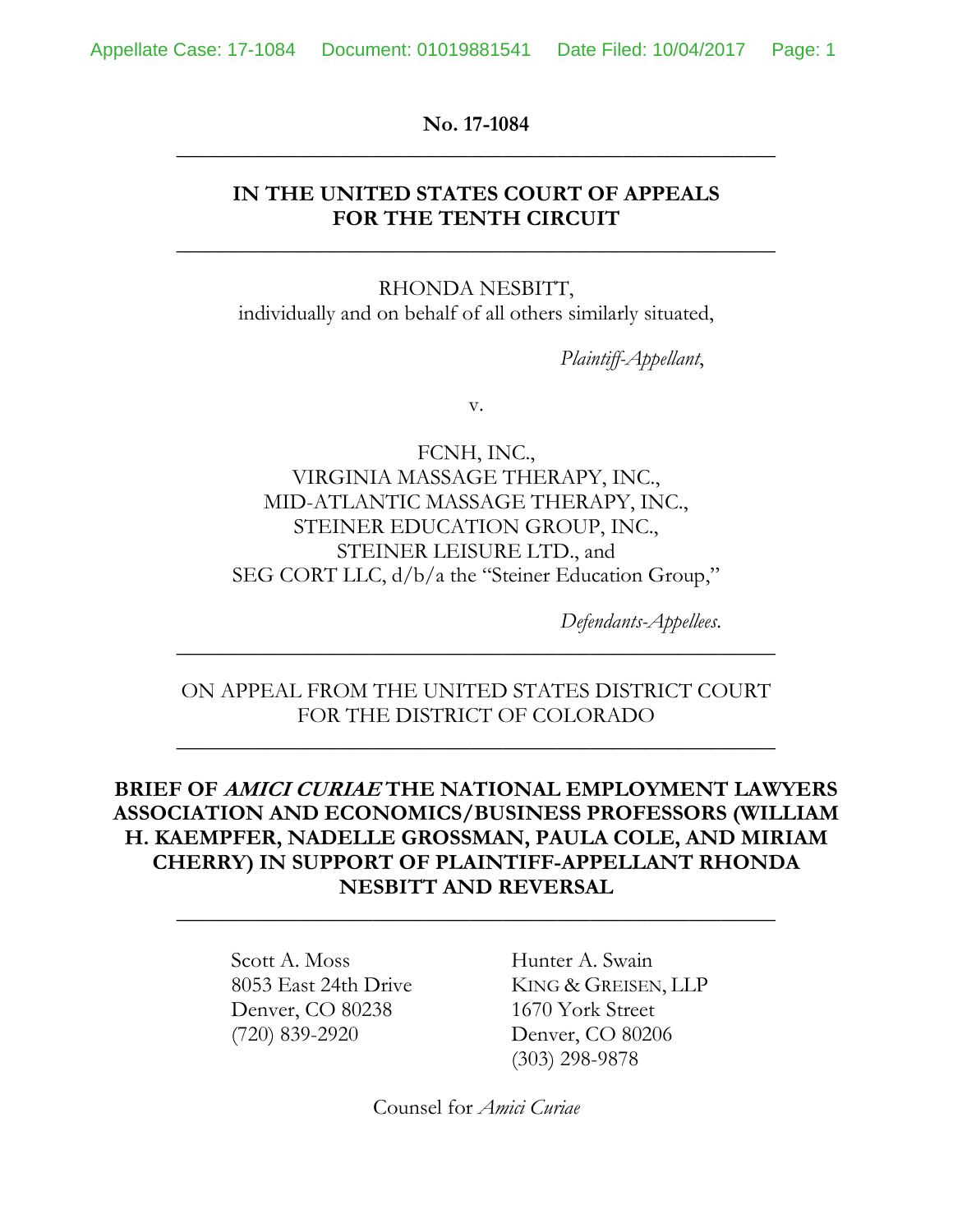**No. 17-1084**

---

**IN THE UNITED STATES COURT OF APPEALS**
**FOR THE TENTH CIRCUIT**

---

RHONDA NESBITT,
individually and on behalf of all others similarly situated,

*Plaintiff-Appellant*,

v.

FCNH, INC.,
VIRGINIA MASSAGE THERAPY, INC.,
MID-ATLANTIC MASSAGE THERAPY, INC.,
STEINER EDUCATION GROUP, INC.,
STEINER LEISURE LTD., and
SEG CORT LLC, d/b/a the "Steiner Education Group,"

*Defendants-Appellees*.

---

ON APPEAL FROM THE UNITED STATES DISTRICT COURT
FOR THE DISTRICT OF COLORADO

---

**BRIEF OF *AMICI CURIAE* THE NATIONAL EMPLOYMENT LAWYERS ASSOCIATION AND ECONOMICS/BUSINESS PROFESSORS (WILLIAM H. KAEMPFER, NADELLE GROSSMAN, PAULA COLE, AND MIRIAM CHERRY) IN SUPPORT OF PLAINTIFF-APPELLANT RHONDA NESBITT AND REVERSAL**

---

Scott A. Moss
8053 East 24th Drive
Denver, CO 80238
(720) 839-2920

Hunter A. Swain
KING & GREISEN, LLP
1670 York Street
Denver, CO 80206
(303) 298-9878

Counsel for *Amici Curiae*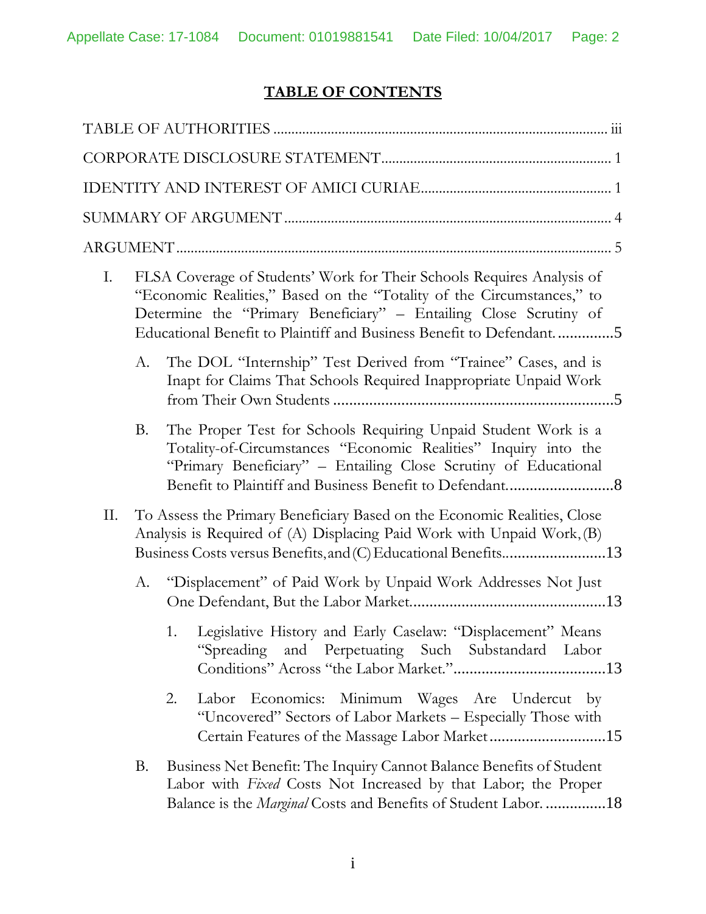# TABLE OF CONTENTS

TABLE OF AUTHORITIES ........................................................................................ iii

CORPORATE DISCLOSURE STATEMENT.............................................................. 1

IDENTITY AND INTEREST OF AMICI CURIAE.................................................... 1

SUMMARY OF ARGUMENT ........................................................................................ 4

ARGUMENT ...................................................................................................................... 5

I. FLSA Coverage of Students' Work for Their Schools Requires Analysis of "Economic Realities," Based on the "Totality of the Circumstances," to Determine the "Primary Beneficiary" – Entailing Close Scrutiny of Educational Benefit to Plaintiff and Business Benefit to Defendant. ..............5

   A. The DOL "Internship" Test Derived from "Trainee" Cases, and is Inapt for Claims That Schools Required Inappropriate Unpaid Work from Their Own Students ......................................................................5

   B. The Proper Test for Schools Requiring Unpaid Student Work is a Totality-of-Circumstances "Economic Realities" Inquiry into the "Primary Beneficiary" – Entailing Close Scrutiny of Educational Benefit to Plaintiff and Business Benefit to Defendant...........................8

II. To Assess the Primary Beneficiary Based on the Economic Realities, Close Analysis is Required of (A) Displacing Paid Work with Unpaid Work, (B) Business Costs versus Benefits, and (C) Educational Benefits..........................13

   A. "Displacement" of Paid Work by Unpaid Work Addresses Not Just One Defendant, But the Labor Market.................................................13

      1. Legislative History and Early Caselaw: "Displacement" Means "Spreading and Perpetuating Such Substandard Labor Conditions" Across "the Labor Market."......................................13

      2. Labor Economics: Minimum Wages Are Undercut by "Uncovered" Sectors of Labor Markets – Especially Those with Certain Features of the Massage Labor Market.............................15

   B. Business Net Benefit: The Inquiry Cannot Balance Benefits of Student Labor with *Fixed* Costs Not Increased by that Labor; the Proper Balance is the *Marginal* Costs and Benefits of Student Labor. ...............18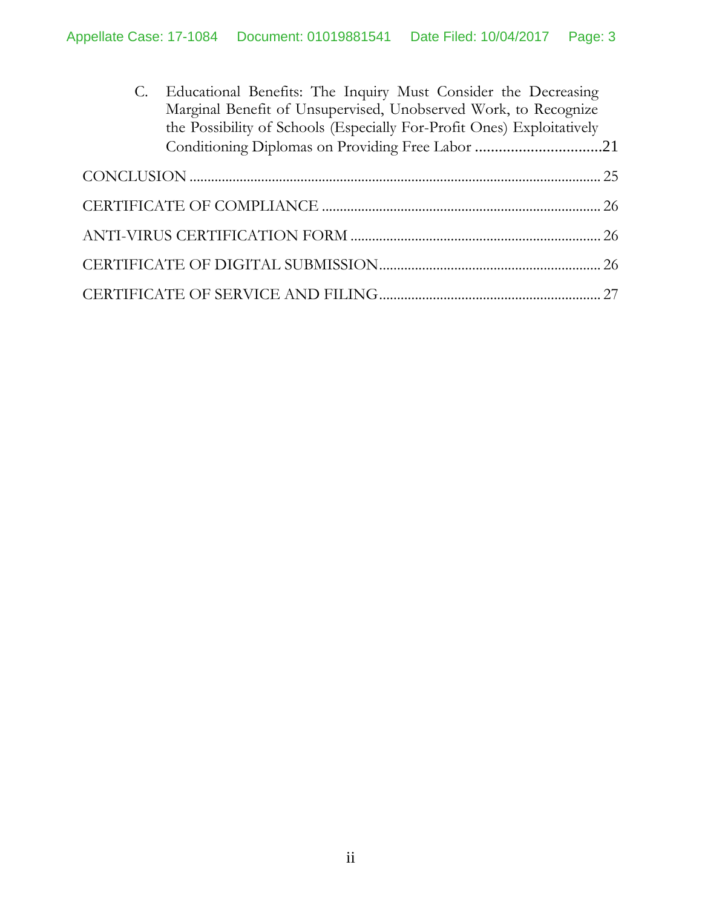C. Educational Benefits: The Inquiry Must Consider the Decreasing Marginal Benefit of Unsupervised, Unobserved Work, to Recognize the Possibility of Schools (Especially For-Profit Ones) Exploitatively Conditioning Diplomas on Providing Free Labor ................................21

CONCLUSION ................................................................................................ 25

CERTIFICATE OF COMPLIANCE ............................................................ 26

ANTI-VIRUS CERTIFICATION FORM .................................................... 26

CERTIFICATE OF DIGITAL SUBMISSION............................................ 26

CERTIFICATE OF SERVICE AND FILING............................................ 27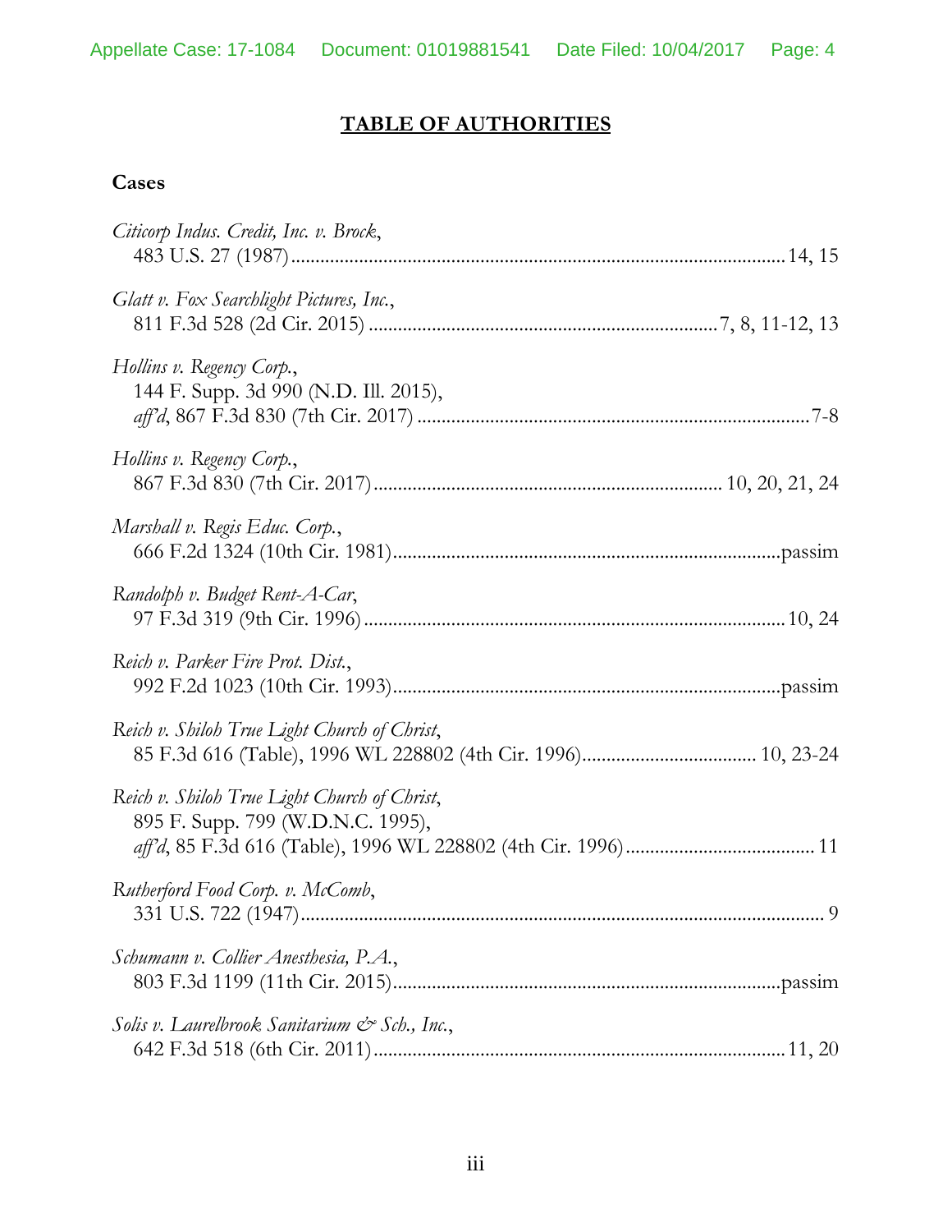# TABLE OF AUTHORITIES

## Cases

*Citicorp Indus. Credit, Inc. v. Brock*,
483 U.S. 27 (1987) .......... 14, 15

*Glatt v. Fox Searchlight Pictures, Inc.*,
811 F.3d 528 (2d Cir. 2015) .......... 7, 8, 11-12, 13

*Hollins v. Regency Corp.*,
144 F. Supp. 3d 990 (N.D. Ill. 2015),
*aff'd*, 867 F.3d 830 (7th Cir. 2017) .......... 7-8

*Hollins v. Regency Corp.*,
867 F.3d 830 (7th Cir. 2017) .......... 10, 20, 21, 24

*Marshall v. Regis Educ. Corp.*,
666 F.2d 1324 (10th Cir. 1981) .......... passim

*Randolph v. Budget Rent-A-Car*,
97 F.3d 319 (9th Cir. 1996) .......... 10, 24

*Reich v. Parker Fire Prot. Dist.*,
992 F.2d 1023 (10th Cir. 1993) .......... passim

*Reich v. Shiloh True Light Church of Christ*,
85 F.3d 616 (Table), 1996 WL 228802 (4th Cir. 1996) .......... 10, 23-24

*Reich v. Shiloh True Light Church of Christ*,
895 F. Supp. 799 (W.D.N.C. 1995),
*aff'd*, 85 F.3d 616 (Table), 1996 WL 228802 (4th Cir. 1996) .......... 11

*Rutherford Food Corp. v. McComb*,
331 U.S. 722 (1947) .......... 9

*Schumann v. Collier Anesthesia, P.A.*,
803 F.3d 1199 (11th Cir. 2015) .......... passim

*Solis v. Laurelbrook Sanitarium & Sch., Inc.*,
642 F.3d 518 (6th Cir. 2011) .......... 11, 20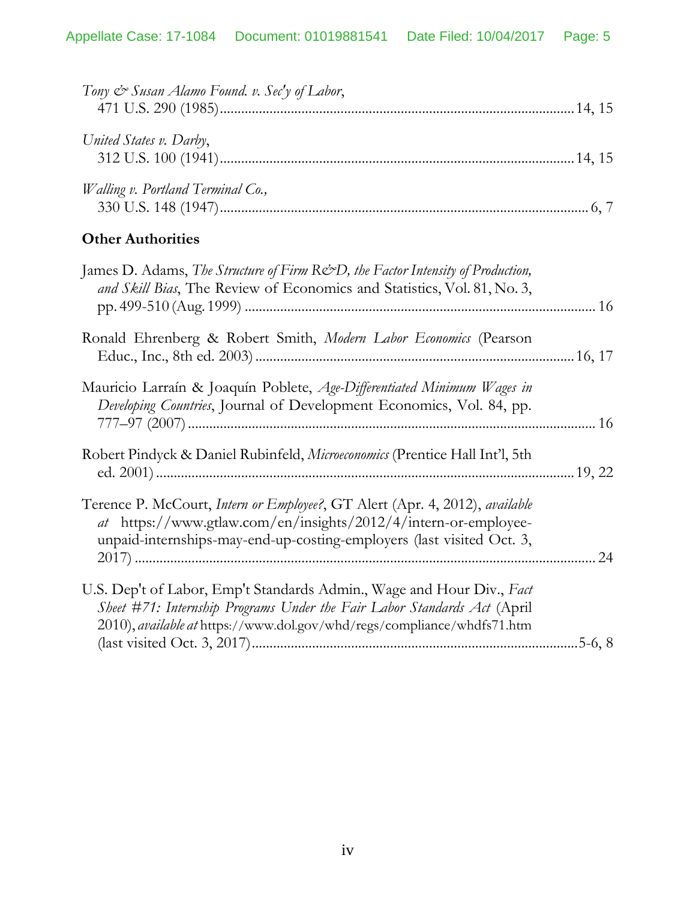*Tony & Susan Alamo Found. v. Sec'y of Labor*,
471 U.S. 290 (1985)........................................................................................14, 15

*United States v. Darby*,
312 U.S. 100 (1941)........................................................................................14, 15

*Walling v. Portland Terminal Co.,*
330 U.S. 148 (1947).............................................................................................6, 7

**Other Authorities**

James D. Adams, *The Structure of Firm R&D, the Factor Intensity of Production, and Skill Bias*, The Review of Economics and Statistics, Vol. 81, No. 3, pp. 499-510 (Aug. 1999) ....................................................................................... 16

Ronald Ehrenberg & Robert Smith, *Modern Labor Economics* (Pearson Educ., Inc., 8th ed. 2003) ..............................................................................16, 17

Mauricio Larraín & Joaquín Poblete, *Age-Differentiated Minimum Wages in Developing Countries*, Journal of Development Economics, Vol. 84, pp. 777–97 (2007) .................................................................................................... 16

Robert Pindyck & Daniel Rubinfeld, *Microeconomics* (Prentice Hall Int'l, 5th ed. 2001) ..........................................................................................................19, 22

Terence P. McCourt, *Intern or Employee?*, GT Alert (Apr. 4, 2012), *available at* https://www.gtlaw.com/en/insights/2012/4/intern-or-employee-unpaid-internships-may-end-up-costing-employers (last visited Oct. 3, 2017) .................................................................................................................... 24

U.S. Dep't of Labor, Emp't Standards Admin., Wage and Hour Div., *Fact Sheet #71: Internship Programs Under the Fair Labor Standards Act* (April 2010), *available at* https://www.dol.gov/whd/regs/compliance/whdfs71.htm (last visited Oct. 3, 2017)...............................................................................5-6, 8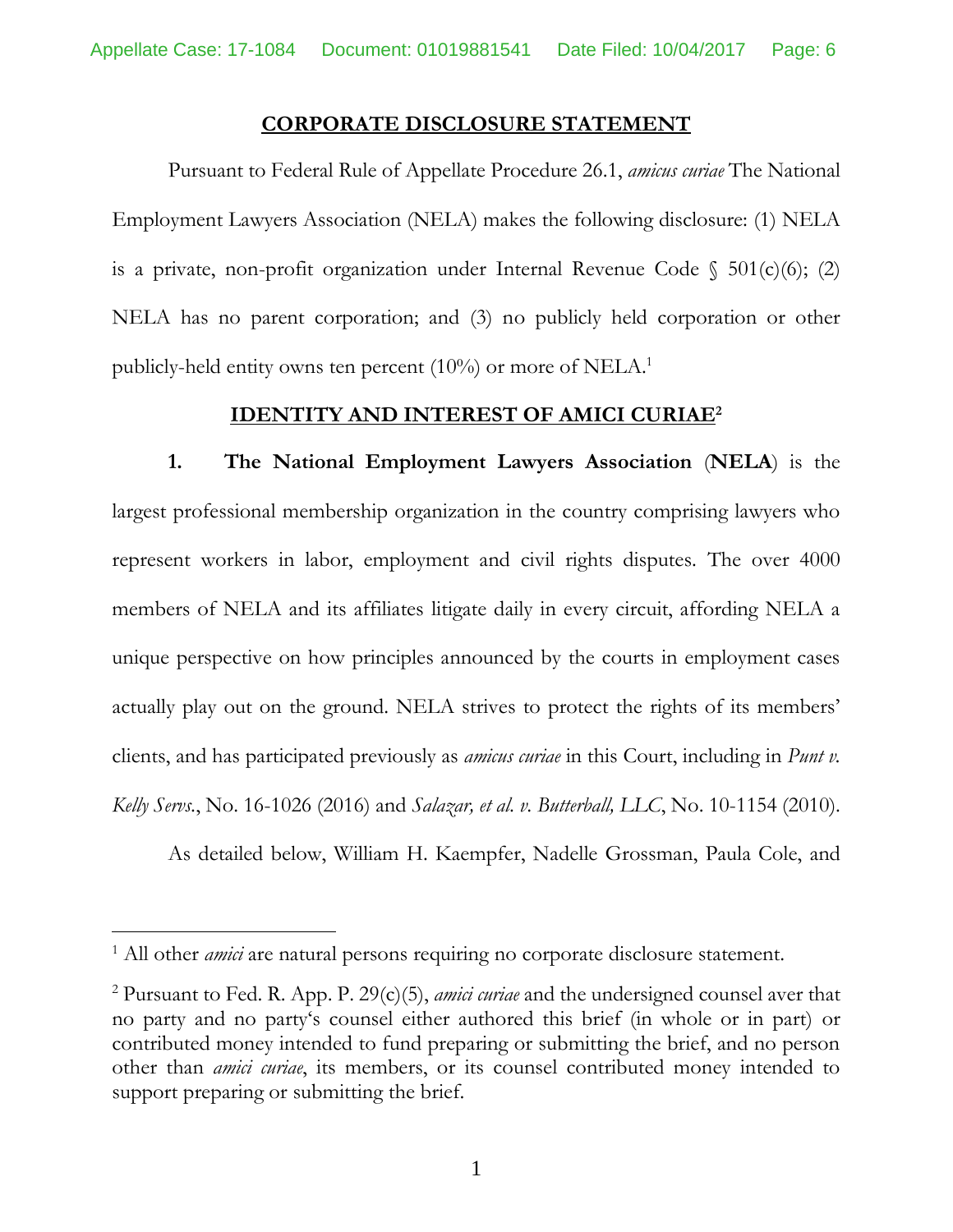## CORPORATE DISCLOSURE STATEMENT

Pursuant to Federal Rule of Appellate Procedure 26.1, *amicus curiae* The National Employment Lawyers Association (NELA) makes the following disclosure: (1) NELA is a private, non-profit organization under Internal Revenue Code § 501(c)(6); (2) NELA has no parent corporation; and (3) no publicly held corporation or other publicly-held entity owns ten percent (10%) or more of NELA.[1]

## IDENTITY AND INTEREST OF AMICI CURIAE[2]

**1. The National Employment Lawyers Association** (**NELA**) is the largest professional membership organization in the country comprising lawyers who represent workers in labor, employment and civil rights disputes. The over 4000 members of NELA and its affiliates litigate daily in every circuit, affording NELA a unique perspective on how principles announced by the courts in employment cases actually play out on the ground. NELA strives to protect the rights of its members' clients, and has participated previously as *amicus curiae* in this Court, including in *Punt v. Kelly Servs.*, No. 16-1026 (2016) and *Salazar, et al. v. Butterball, LLC*, No. 10-1154 (2010).

As detailed below, William H. Kaempfer, Nadelle Grossman, Paula Cole, and

---

[1] All other *amici* are natural persons requiring no corporate disclosure statement.

[2] Pursuant to Fed. R. App. P. 29(c)(5), *amici curiae* and the undersigned counsel aver that no party and no party's counsel either authored this brief (in whole or in part) or contributed money intended to fund preparing or submitting the brief, and no person other than *amici curiae*, its members, or its counsel contributed money intended to support preparing or submitting the brief.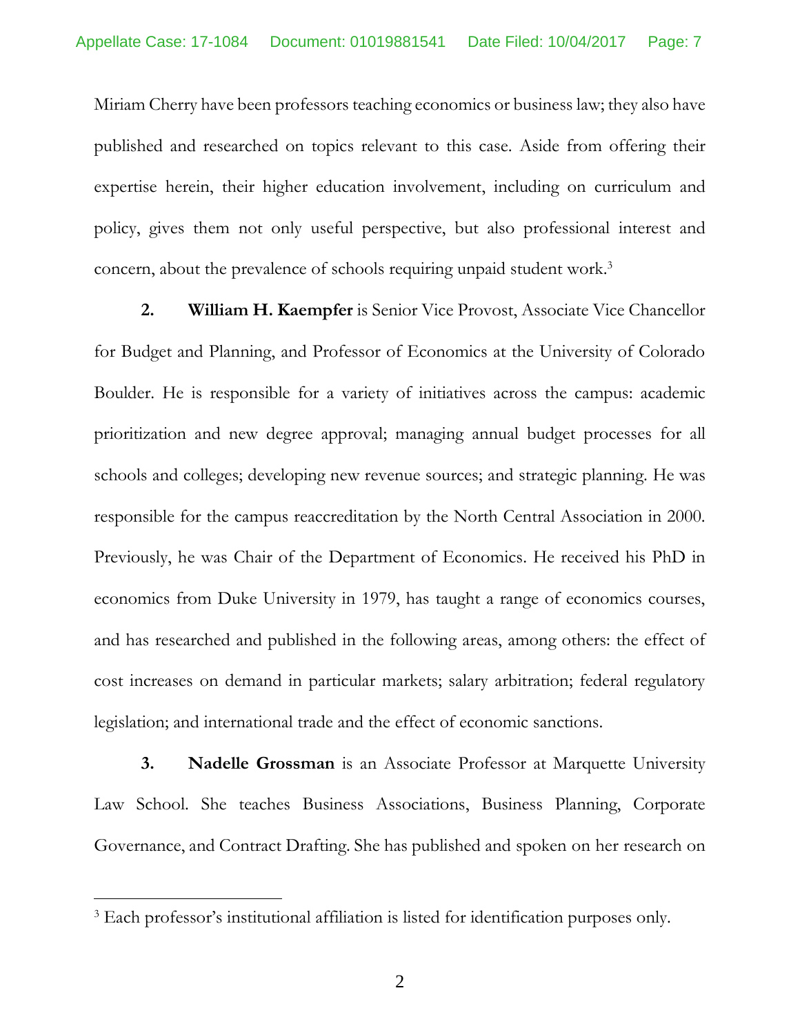Miriam Cherry have been professors teaching economics or business law; they also have published and researched on topics relevant to this case. Aside from offering their expertise herein, their higher education involvement, including on curriculum and policy, gives them not only useful perspective, but also professional interest and concern, about the prevalence of schools requiring unpaid student work.[3]

**2.** **William H. Kaempfer** is Senior Vice Provost, Associate Vice Chancellor for Budget and Planning, and Professor of Economics at the University of Colorado Boulder. He is responsible for a variety of initiatives across the campus: academic prioritization and new degree approval; managing annual budget processes for all schools and colleges; developing new revenue sources; and strategic planning. He was responsible for the campus reaccreditation by the North Central Association in 2000. Previously, he was Chair of the Department of Economics. He received his PhD in economics from Duke University in 1979, has taught a range of economics courses, and has researched and published in the following areas, among others: the effect of cost increases on demand in particular markets; salary arbitration; federal regulatory legislation; and international trade and the effect of economic sanctions.

**3.** **Nadelle Grossman** is an Associate Professor at Marquette University Law School. She teaches Business Associations, Business Planning, Corporate Governance, and Contract Drafting. She has published and spoken on her research on

[3] Each professor's institutional affiliation is listed for identification purposes only.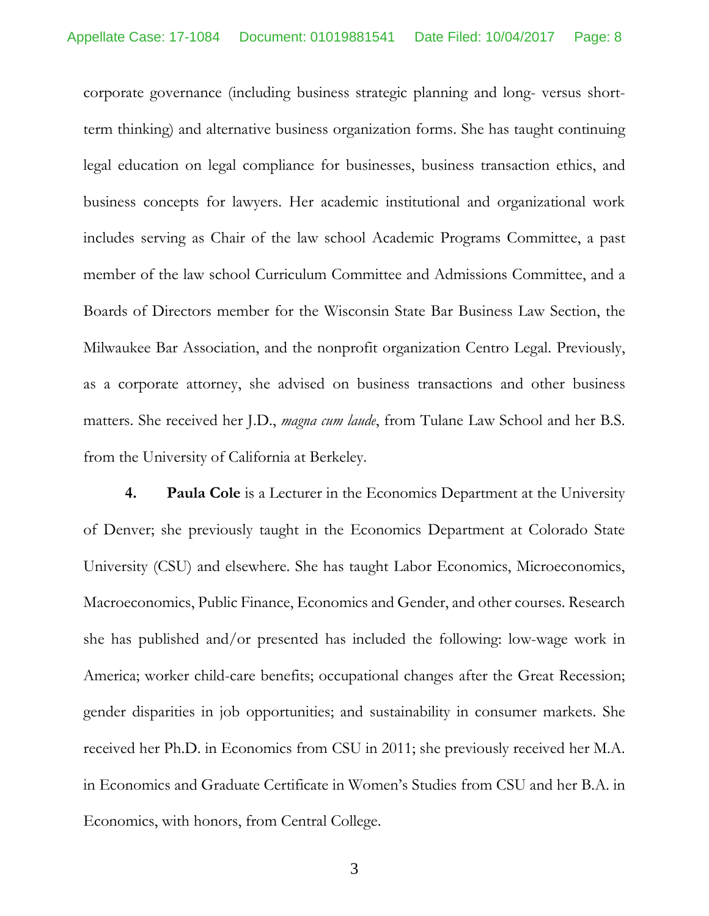corporate governance (including business strategic planning and long- versus short-term thinking) and alternative business organization forms. She has taught continuing legal education on legal compliance for businesses, business transaction ethics, and business concepts for lawyers. Her academic institutional and organizational work includes serving as Chair of the law school Academic Programs Committee, a past member of the law school Curriculum Committee and Admissions Committee, and a Boards of Directors member for the Wisconsin State Bar Business Law Section, the Milwaukee Bar Association, and the nonprofit organization Centro Legal. Previously, as a corporate attorney, she advised on business transactions and other business matters. She received her J.D., *magna cum laude*, from Tulane Law School and her B.S. from the University of California at Berkeley.

**4.** **Paula Cole** is a Lecturer in the Economics Department at the University of Denver; she previously taught in the Economics Department at Colorado State University (CSU) and elsewhere. She has taught Labor Economics, Microeconomics, Macroeconomics, Public Finance, Economics and Gender, and other courses. Research she has published and/or presented has included the following: low-wage work in America; worker child-care benefits; occupational changes after the Great Recession; gender disparities in job opportunities; and sustainability in consumer markets. She received her Ph.D. in Economics from CSU in 2011; she previously received her M.A. in Economics and Graduate Certificate in Women's Studies from CSU and her B.A. in Economics, with honors, from Central College.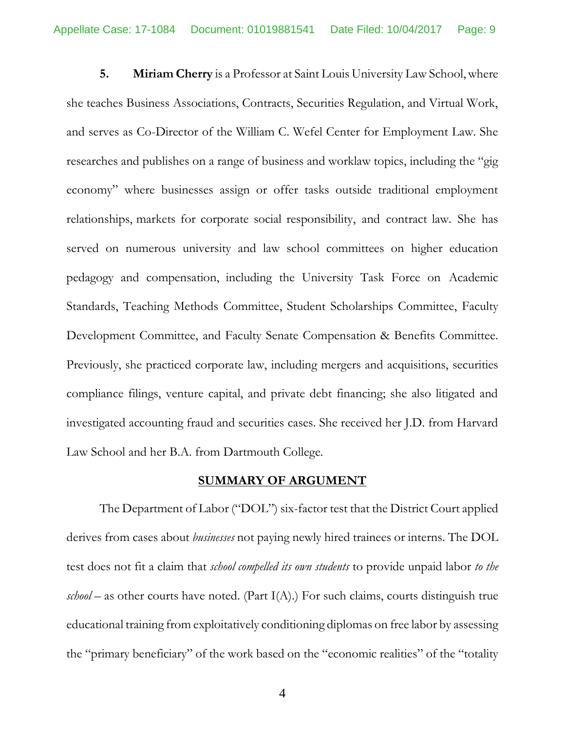**5. Miriam Cherry** is a Professor at Saint Louis University Law School, where she teaches Business Associations, Contracts, Securities Regulation, and Virtual Work, and serves as Co-Director of the William C. Wefel Center for Employment Law. She researches and publishes on a range of business and worklaw topics, including the "gig economy" where businesses assign or offer tasks outside traditional employment relationships, markets for corporate social responsibility, and contract law. She has served on numerous university and law school committees on higher education pedagogy and compensation, including the University Task Force on Academic Standards, Teaching Methods Committee, Student Scholarships Committee, Faculty Development Committee, and Faculty Senate Compensation & Benefits Committee. Previously, she practiced corporate law, including mergers and acquisitions, securities compliance filings, venture capital, and private debt financing; she also litigated and investigated accounting fraud and securities cases. She received her J.D. from Harvard Law School and her B.A. from Dartmouth College.

## SUMMARY OF ARGUMENT

The Department of Labor ("DOL") six-factor test that the District Court applied derives from cases about *businesses* not paying newly hired trainees or interns. The DOL test does not fit a claim that *school compelled its own students* to provide unpaid labor *to the school* – as other courts have noted. (Part I(A).) For such claims, courts distinguish true educational training from exploitatively conditioning diplomas on free labor by assessing the "primary beneficiary" of the work based on the "economic realities" of the "totality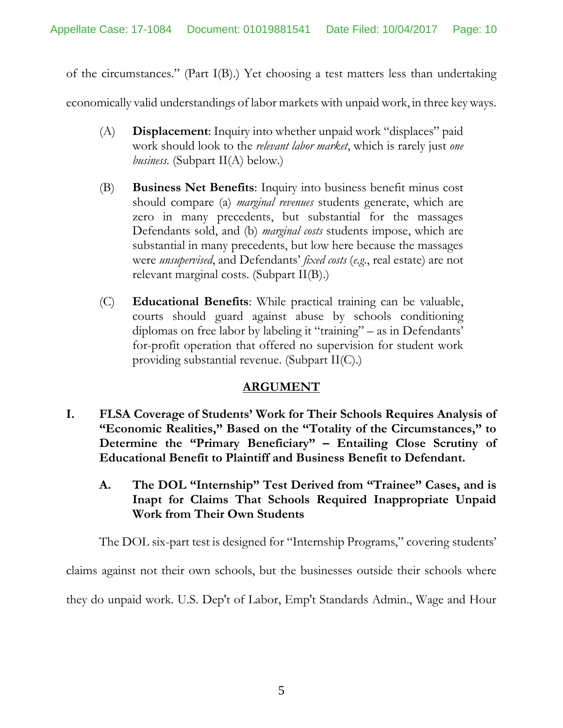of the circumstances." (Part I(B).) Yet choosing a test matters less than undertaking economically valid understandings of labor markets with unpaid work, in three key ways.

(A) **Displacement**: Inquiry into whether unpaid work "displaces" paid work should look to the *relevant labor market*, which is rarely just *one business*. (Subpart II(A) below.)

(B) **Business Net Benefits**: Inquiry into business benefit minus cost should compare (a) *marginal revenues* students generate, which are zero in many precedents, but substantial for the massages Defendants sold, and (b) *marginal costs* students impose, which are substantial in many precedents, but low here because the massages were *unsupervised*, and Defendants' *fixed costs* (*e.g.*, real estate) are not relevant marginal costs. (Subpart II(B).)

(C) **Educational Benefits**: While practical training can be valuable, courts should guard against abuse by schools conditioning diplomas on free labor by labeling it "training" – as in Defendants' for-profit operation that offered no supervision for student work providing substantial revenue. (Subpart II(C).)

## ARGUMENT

### I. FLSA Coverage of Students' Work for Their Schools Requires Analysis of "Economic Realities," Based on the "Totality of the Circumstances," to Determine the "Primary Beneficiary" – Entailing Close Scrutiny of Educational Benefit to Plaintiff and Business Benefit to Defendant.

#### A. The DOL "Internship" Test Derived from "Trainee" Cases, and is Inapt for Claims That Schools Required Inappropriate Unpaid Work from Their Own Students

The DOL six-part test is designed for "Internship Programs," covering students' claims against not their own schools, but the businesses outside their schools where they do unpaid work. U.S. Dep't of Labor, Emp't Standards Admin., Wage and Hour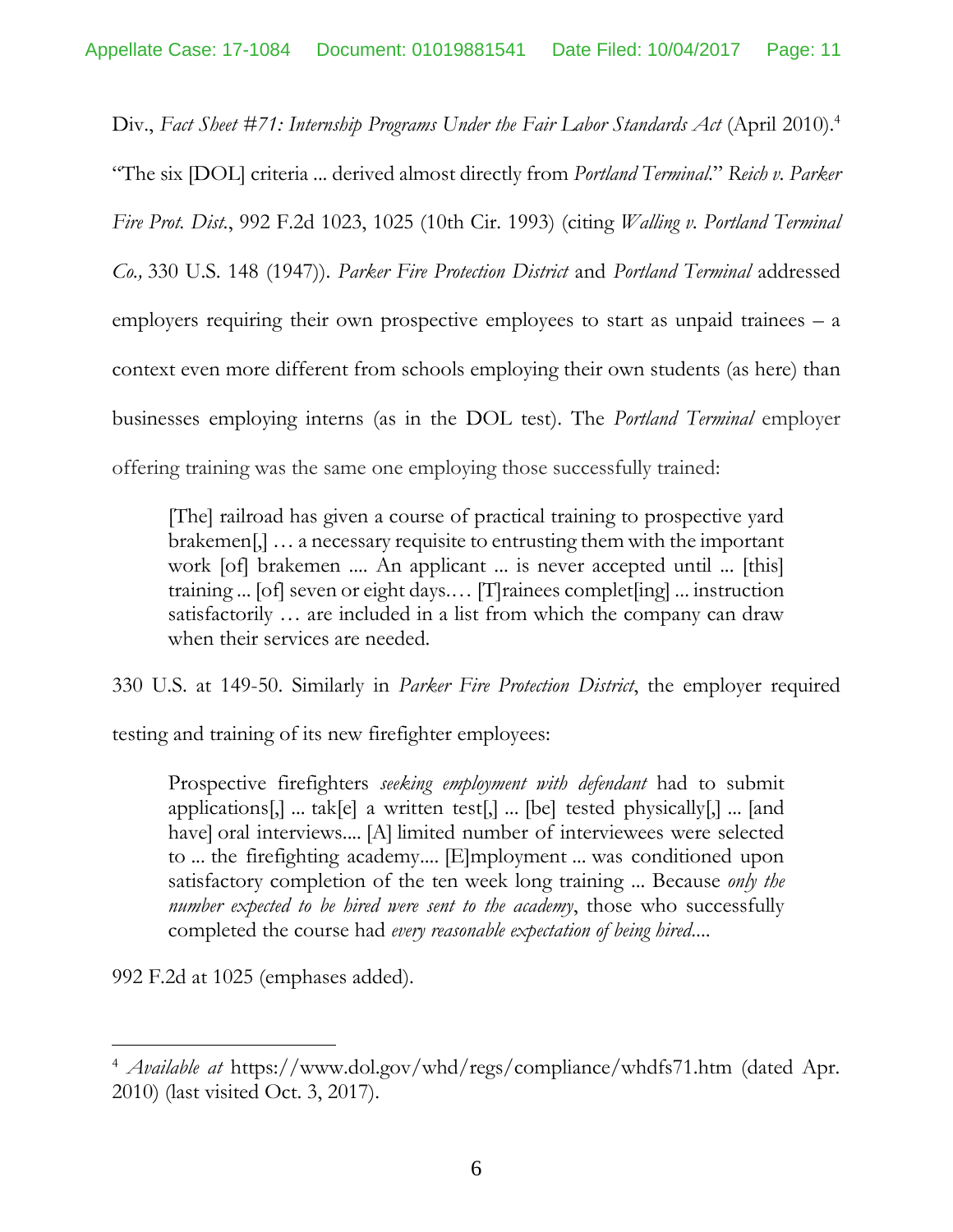Div., *Fact Sheet #71: Internship Programs Under the Fair Labor Standards Act* (April 2010).[4] "The six [DOL] criteria ... derived almost directly from *Portland Terminal*." *Reich v. Parker Fire Prot. Dist.*, 992 F.2d 1023, 1025 (10th Cir. 1993) (citing *Walling v. Portland Terminal Co.,* 330 U.S. 148 (1947)). *Parker Fire Protection District* and *Portland Terminal* addressed employers requiring their own prospective employees to start as unpaid trainees – a context even more different from schools employing their own students (as here) than businesses employing interns (as in the DOL test). The *Portland Terminal* employer offering training was the same one employing those successfully trained:

> [The] railroad has given a course of practical training to prospective yard brakemen[,] … a necessary requisite to entrusting them with the important work [of] brakemen .... An applicant ... is never accepted until ... [this] training ... [of] seven or eight days.… [T]rainees complet[ing] ... instruction satisfactorily … are included in a list from which the company can draw when their services are needed.

330 U.S. at 149-50. Similarly in *Parker Fire Protection District*, the employer required testing and training of its new firefighter employees:

> Prospective firefighters *seeking employment with defendant* had to submit applications[,] ... tak[e] a written test[,] ... [be] tested physically[,] ... [and have] oral interviews.... [A] limited number of interviewees were selected to ... the firefighting academy.... [E]mployment ... was conditioned upon satisfactory completion of the ten week long training ... Because *only the number expected to be hired were sent to the academy*, those who successfully completed the course had *every reasonable expectation of being hired*....

992 F.2d at 1025 (emphases added).

---

[4] *Available at* https://www.dol.gov/whd/regs/compliance/whdfs71.htm (dated Apr. 2010) (last visited Oct. 3, 2017).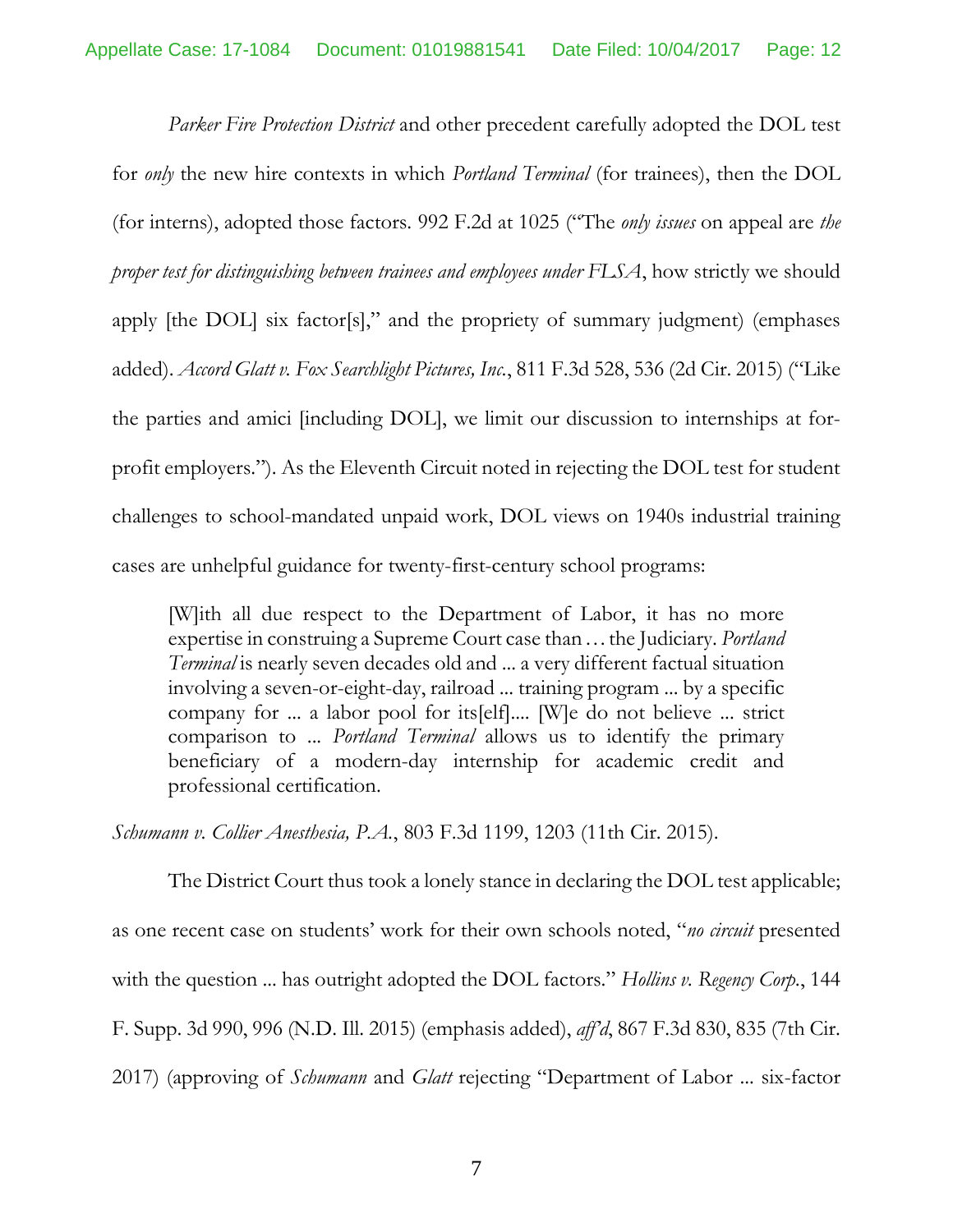*Parker Fire Protection District* and other precedent carefully adopted the DOL test for *only* the new hire contexts in which *Portland Terminal* (for trainees), then the DOL (for interns), adopted those factors. 992 F.2d at 1025 ("The *only issues* on appeal are *the proper test for distinguishing between trainees and employees under FLSA*, how strictly we should apply [the DOL] six factor[s]," and the propriety of summary judgment) (emphases added). *Accord Glatt v. Fox Searchlight Pictures, Inc.*, 811 F.3d 528, 536 (2d Cir. 2015) ("Like the parties and amici [including DOL], we limit our discussion to internships at for-profit employers."). As the Eleventh Circuit noted in rejecting the DOL test for student challenges to school-mandated unpaid work, DOL views on 1940s industrial training cases are unhelpful guidance for twenty-first-century school programs:

> [W]ith all due respect to the Department of Labor, it has no more expertise in construing a Supreme Court case than … the Judiciary. *Portland Terminal* is nearly seven decades old and ... a very different factual situation involving a seven-or-eight-day, railroad ... training program ... by a specific company for ... a labor pool for its[elf].... [W]e do not believe ... strict comparison to ... *Portland Terminal* allows us to identify the primary beneficiary of a modern-day internship for academic credit and professional certification.

*Schumann v. Collier Anesthesia, P.A.*, 803 F.3d 1199, 1203 (11th Cir. 2015).

The District Court thus took a lonely stance in declaring the DOL test applicable; as one recent case on students' work for their own schools noted, "*no circuit* presented with the question ... has outright adopted the DOL factors." *Hollins v. Regency Corp.*, 144 F. Supp. 3d 990, 996 (N.D. Ill. 2015) (emphasis added), *aff'd*, 867 F.3d 830, 835 (7th Cir. 2017) (approving of *Schumann* and *Glatt* rejecting "Department of Labor ... six-factor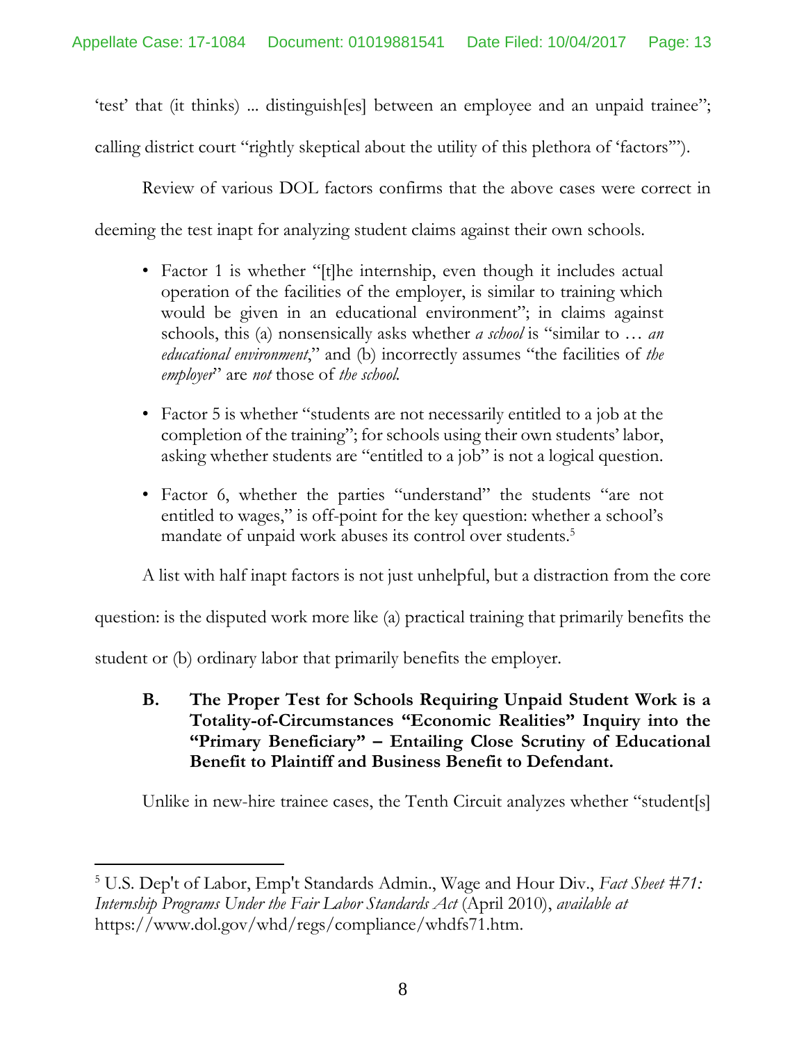'test' that (it thinks) ... distinguish[es] between an employee and an unpaid trainee"; calling district court "rightly skeptical about the utility of this plethora of 'factors'").

Review of various DOL factors confirms that the above cases were correct in deeming the test inapt for analyzing student claims against their own schools.

- Factor 1 is whether "[t]he internship, even though it includes actual operation of the facilities of the employer, is similar to training which would be given in an educational environment"; in claims against schools, this (a) nonsensically asks whether *a school* is "similar to … *an educational environment*," and (b) incorrectly assumes "the facilities of *the employer*" are *not* those of *the school*.

- Factor 5 is whether "students are not necessarily entitled to a job at the completion of the training"; for schools using their own students' labor, asking whether students are "entitled to a job" is not a logical question.

- Factor 6, whether the parties "understand" the students "are not entitled to wages," is off-point for the key question: whether a school's mandate of unpaid work abuses its control over students.[5]

A list with half inapt factors is not just unhelpful, but a distraction from the core question: is the disputed work more like (a) practical training that primarily benefits the student or (b) ordinary labor that primarily benefits the employer.

### B. The Proper Test for Schools Requiring Unpaid Student Work is a Totality-of-Circumstances "Economic Realities" Inquiry into the "Primary Beneficiary" – Entailing Close Scrutiny of Educational Benefit to Plaintiff and Business Benefit to Defendant.

Unlike in new-hire trainee cases, the Tenth Circuit analyzes whether "student[s]

---

[5] U.S. Dep't of Labor, Emp't Standards Admin., Wage and Hour Div., *Fact Sheet #71: Internship Programs Under the Fair Labor Standards Act* (April 2010), *available at* https://www.dol.gov/whd/regs/compliance/whdfs71.htm.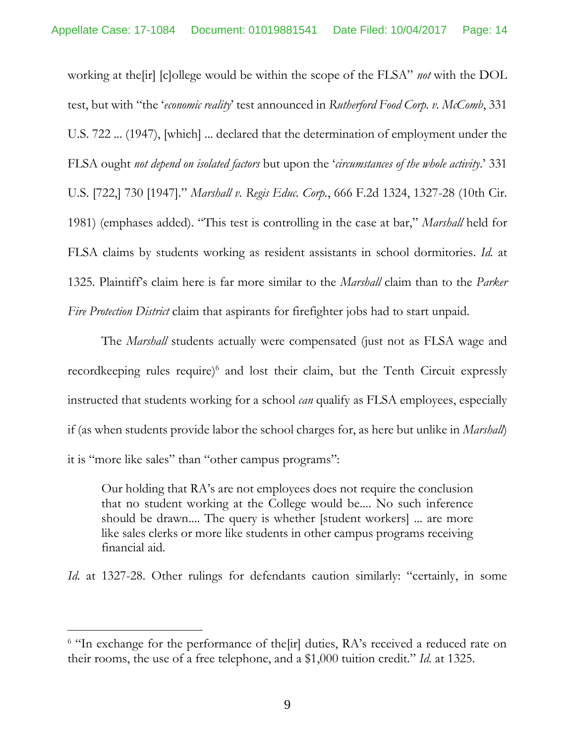working at the[ir] [c]ollege would be within the scope of the FLSA" *not* with the DOL test, but with "the '*economic reality*' test announced in *Rutherford Food Corp. v. McComb*, 331 U.S. 722 ... (1947), [which] ... declared that the determination of employment under the FLSA ought *not depend on isolated factors* but upon the '*circumstances of the whole activity*.' 331 U.S. [722,] 730 [1947]." *Marshall v. Regis Educ. Corp.*, 666 F.2d 1324, 1327-28 (10th Cir. 1981) (emphases added). "This test is controlling in the case at bar," *Marshall* held for FLSA claims by students working as resident assistants in school dormitories. *Id.* at 1325. Plaintiff's claim here is far more similar to the *Marshall* claim than to the *Parker Fire Protection District* claim that aspirants for firefighter jobs had to start unpaid.

The *Marshall* students actually were compensated (just not as FLSA wage and recordkeeping rules require)[6] and lost their claim, but the Tenth Circuit expressly instructed that students working for a school *can* qualify as FLSA employees, especially if (as when students provide labor the school charges for, as here but unlike in *Marshall*) it is "more like sales" than "other campus programs":

> Our holding that RA's are not employees does not require the conclusion that no student working at the College would be.... No such inference should be drawn.... The query is whether [student workers] ... are more like sales clerks or more like students in other campus programs receiving financial aid.

*Id.* at 1327-28. Other rulings for defendants caution similarly: "certainly, in some

---

[6] "In exchange for the performance of the[ir] duties, RA's received a reduced rate on their rooms, the use of a free telephone, and a $1,000 tuition credit." *Id.* at 1325.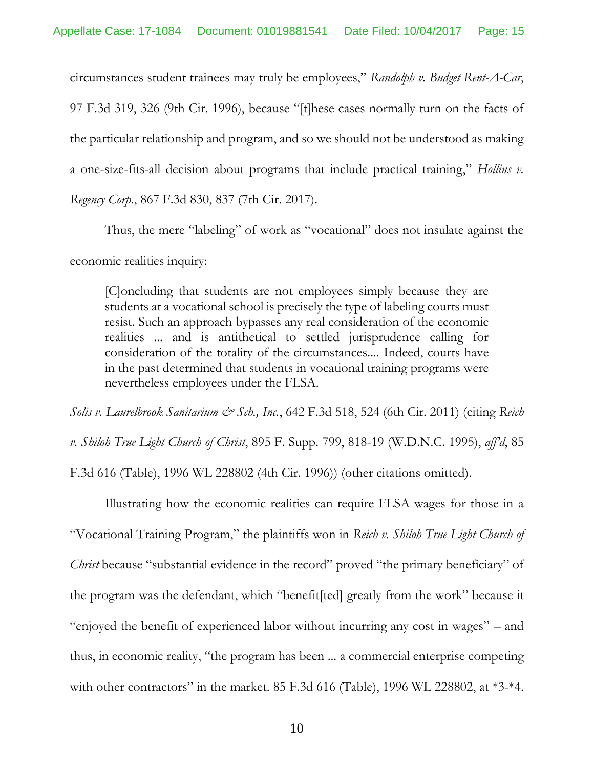circumstances student trainees may truly be employees," *Randolph v. Budget Rent-A-Car*, 97 F.3d 319, 326 (9th Cir. 1996), because "[t]hese cases normally turn on the facts of the particular relationship and program, and so we should not be understood as making a one-size-fits-all decision about programs that include practical training," *Hollins v. Regency Corp.*, 867 F.3d 830, 837 (7th Cir. 2017).

Thus, the mere "labeling" of work as "vocational" does not insulate against the economic realities inquiry:

> [C]oncluding that students are not employees simply because they are students at a vocational school is precisely the type of labeling courts must resist. Such an approach bypasses any real consideration of the economic realities ... and is antithetical to settled jurisprudence calling for consideration of the totality of the circumstances.... Indeed, courts have in the past determined that students in vocational training programs were nevertheless employees under the FLSA.

*Solis v. Laurelbrook Sanitarium & Sch., Inc.*, 642 F.3d 518, 524 (6th Cir. 2011) (citing *Reich v. Shiloh True Light Church of Christ*, 895 F. Supp. 799, 818-19 (W.D.N.C. 1995), *aff'd*, 85 F.3d 616 (Table), 1996 WL 228802 (4th Cir. 1996)) (other citations omitted).

Illustrating how the economic realities can require FLSA wages for those in a "Vocational Training Program," the plaintiffs won in *Reich v. Shiloh True Light Church of Christ* because "substantial evidence in the record" proved "the primary beneficiary" of the program was the defendant, which "benefit[ted] greatly from the work" because it "enjoyed the benefit of experienced labor without incurring any cost in wages" – and thus, in economic reality, "the program has been ... a commercial enterprise competing with other contractors" in the market. 85 F.3d 616 (Table), 1996 WL 228802, at *3-*4.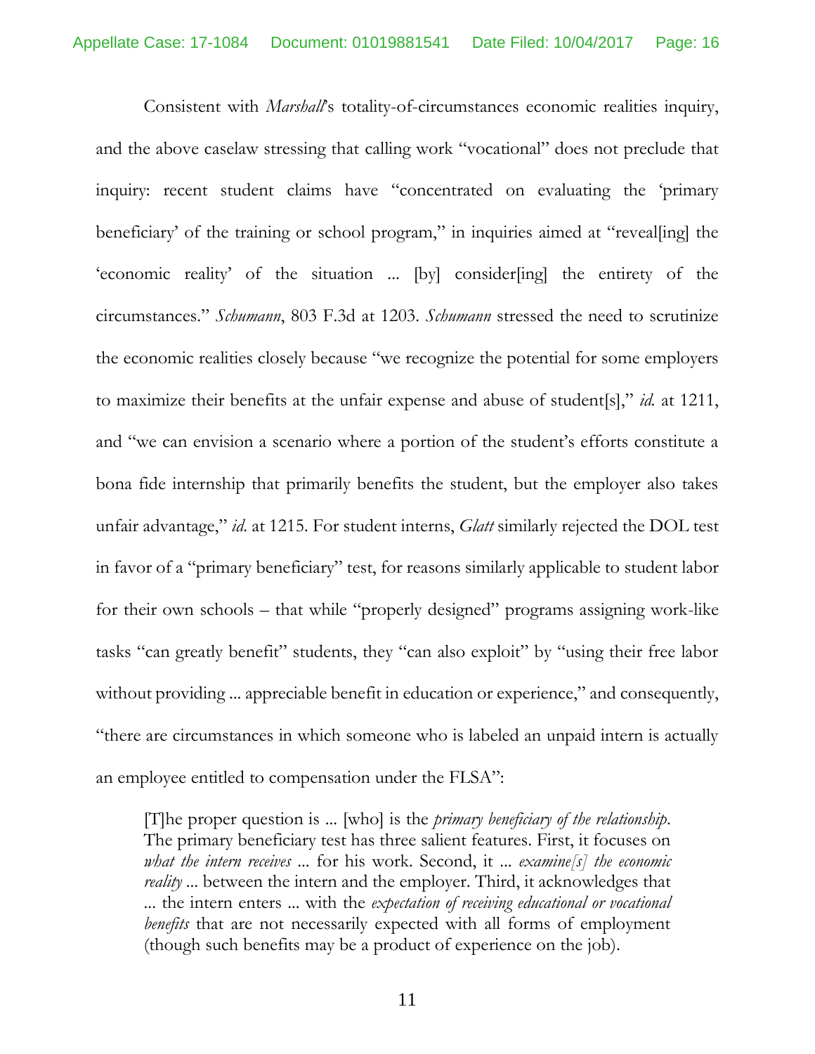Consistent with *Marshall*'s totality-of-circumstances economic realities inquiry, and the above caselaw stressing that calling work "vocational" does not preclude that inquiry: recent student claims have "concentrated on evaluating the 'primary beneficiary' of the training or school program," in inquiries aimed at "reveal[ing] the 'economic reality' of the situation ... [by] consider[ing] the entirety of the circumstances." *Schumann*, 803 F.3d at 1203. *Schumann* stressed the need to scrutinize the economic realities closely because "we recognize the potential for some employers to maximize their benefits at the unfair expense and abuse of student[s]," *id.* at 1211, and "we can envision a scenario where a portion of the student's efforts constitute a bona fide internship that primarily benefits the student, but the employer also takes unfair advantage," *id.* at 1215. For student interns, *Glatt* similarly rejected the DOL test in favor of a "primary beneficiary" test, for reasons similarly applicable to student labor for their own schools – that while "properly designed" programs assigning work-like tasks "can greatly benefit" students, they "can also exploit" by "using their free labor without providing ... appreciable benefit in education or experience," and consequently, "there are circumstances in which someone who is labeled an unpaid intern is actually an employee entitled to compensation under the FLSA":

> [T]he proper question is ... [who] is the *primary beneficiary of the relationship*. The primary beneficiary test has three salient features. First, it focuses on *what the intern receives* ... for his work. Second, it ... *examine[s] the economic reality* ... between the intern and the employer. Third, it acknowledges that ... the intern enters ... with the *expectation of receiving educational or vocational benefits* that are not necessarily expected with all forms of employment (though such benefits may be a product of experience on the job).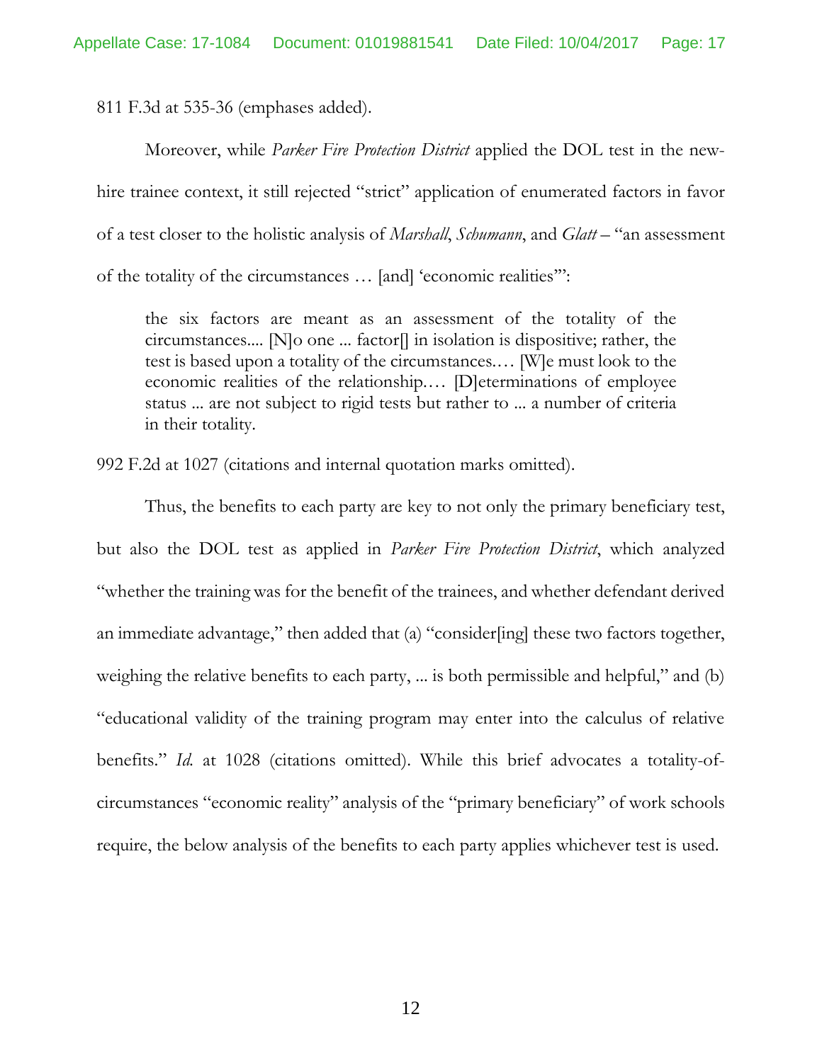811 F.3d at 535-36 (emphases added).

Moreover, while *Parker Fire Protection District* applied the DOL test in the new-hire trainee context, it still rejected "strict" application of enumerated factors in favor of a test closer to the holistic analysis of *Marshall*, *Schumann*, and *Glatt* – "an assessment of the totality of the circumstances … [and] 'economic realities'":

> the six factors are meant as an assessment of the totality of the circumstances.... [N]o one ... factor[] in isolation is dispositive; rather, the test is based upon a totality of the circumstances.… [W]e must look to the economic realities of the relationship.… [D]eterminations of employee status ... are not subject to rigid tests but rather to ... a number of criteria in their totality.

992 F.2d at 1027 (citations and internal quotation marks omitted).

Thus, the benefits to each party are key to not only the primary beneficiary test, but also the DOL test as applied in *Parker Fire Protection District*, which analyzed "whether the training was for the benefit of the trainees, and whether defendant derived an immediate advantage," then added that (a) "consider[ing] these two factors together, weighing the relative benefits to each party, ... is both permissible and helpful," and (b) "educational validity of the training program may enter into the calculus of relative benefits." *Id.* at 1028 (citations omitted). While this brief advocates a totality-of-circumstances "economic reality" analysis of the "primary beneficiary" of work schools require, the below analysis of the benefits to each party applies whichever test is used.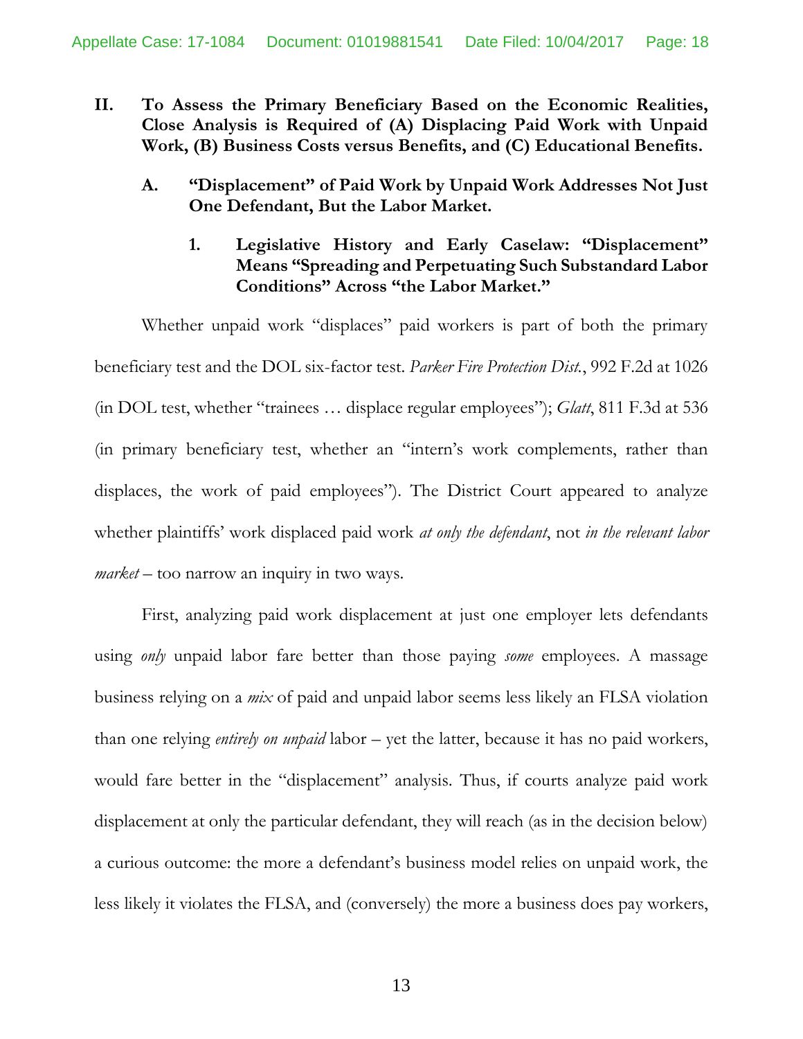## II. To Assess the Primary Beneficiary Based on the Economic Realities, Close Analysis is Required of (A) Displacing Paid Work with Unpaid Work, (B) Business Costs versus Benefits, and (C) Educational Benefits.

### A. "Displacement" of Paid Work by Unpaid Work Addresses Not Just One Defendant, But the Labor Market.

#### 1. Legislative History and Early Caselaw: "Displacement" Means "Spreading and Perpetuating Such Substandard Labor Conditions" Across "the Labor Market."

Whether unpaid work "displaces" paid workers is part of both the primary beneficiary test and the DOL six-factor test. *Parker Fire Protection Dist.*, 992 F.2d at 1026 (in DOL test, whether "trainees … displace regular employees"); *Glatt*, 811 F.3d at 536 (in primary beneficiary test, whether an "intern's work complements, rather than displaces, the work of paid employees"). The District Court appeared to analyze whether plaintiffs' work displaced paid work *at only the defendant*, not *in the relevant labor market* – too narrow an inquiry in two ways.

First, analyzing paid work displacement at just one employer lets defendants using *only* unpaid labor fare better than those paying *some* employees. A massage business relying on a *mix* of paid and unpaid labor seems less likely an FLSA violation than one relying *entirely on unpaid* labor – yet the latter, because it has no paid workers, would fare better in the "displacement" analysis. Thus, if courts analyze paid work displacement at only the particular defendant, they will reach (as in the decision below) a curious outcome: the more a defendant's business model relies on unpaid work, the less likely it violates the FLSA, and (conversely) the more a business does pay workers,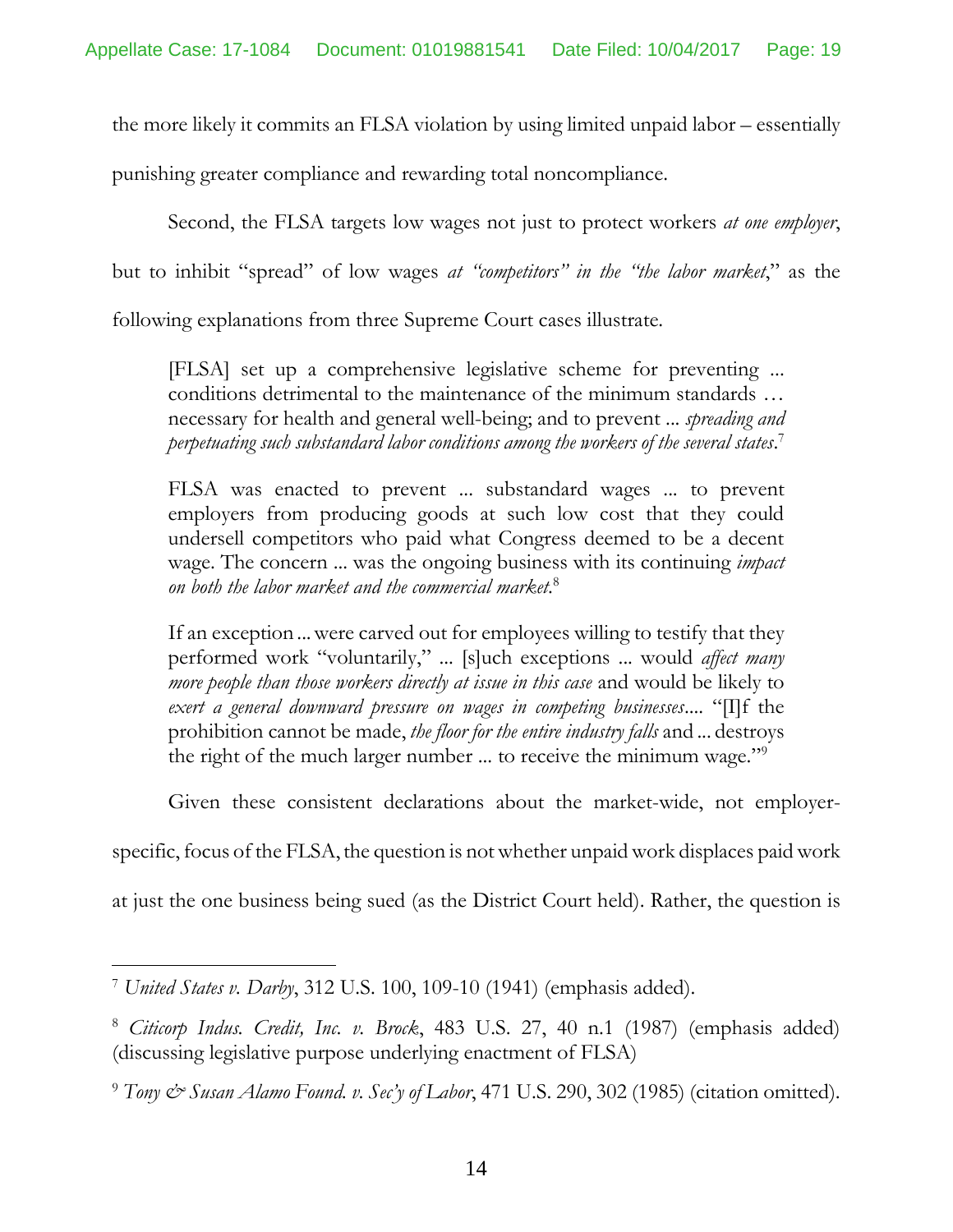the more likely it commits an FLSA violation by using limited unpaid labor – essentially punishing greater compliance and rewarding total noncompliance.

Second, the FLSA targets low wages not just to protect workers *at one employer*, but to inhibit "spread" of low wages *at "competitors" in the "the labor market*," as the following explanations from three Supreme Court cases illustrate.

> [FLSA] set up a comprehensive legislative scheme for preventing ... conditions detrimental to the maintenance of the minimum standards … necessary for health and general well-being; and to prevent ... *spreading and perpetuating such substandard labor conditions among the workers of the several states*.[7]

> FLSA was enacted to prevent ... substandard wages ... to prevent employers from producing goods at such low cost that they could undersell competitors who paid what Congress deemed to be a decent wage. The concern ... was the ongoing business with its continuing *impact on both the labor market and the commercial market*.[8]

> If an exception ... were carved out for employees willing to testify that they performed work "voluntarily," ... [s]uch exceptions ... would *affect many more people than those workers directly at issue in this case* and would be likely to *exert a general downward pressure on wages in competing businesses*.... "[I]f the prohibition cannot be made, *the floor for the entire industry falls* and ... destroys the right of the much larger number ... to receive the minimum wage."[9]

Given these consistent declarations about the market-wide, not employer-specific, focus of the FLSA, the question is not whether unpaid work displaces paid work at just the one business being sued (as the District Court held). Rather, the question is

---

[7] *United States v. Darby*, 312 U.S. 100, 109-10 (1941) (emphasis added).

[8] *Citicorp Indus. Credit, Inc. v. Brock*, 483 U.S. 27, 40 n.1 (1987) (emphasis added) (discussing legislative purpose underlying enactment of FLSA)

[9] *Tony & Susan Alamo Found. v. Sec'y of Labor*, 471 U.S. 290, 302 (1985) (citation omitted).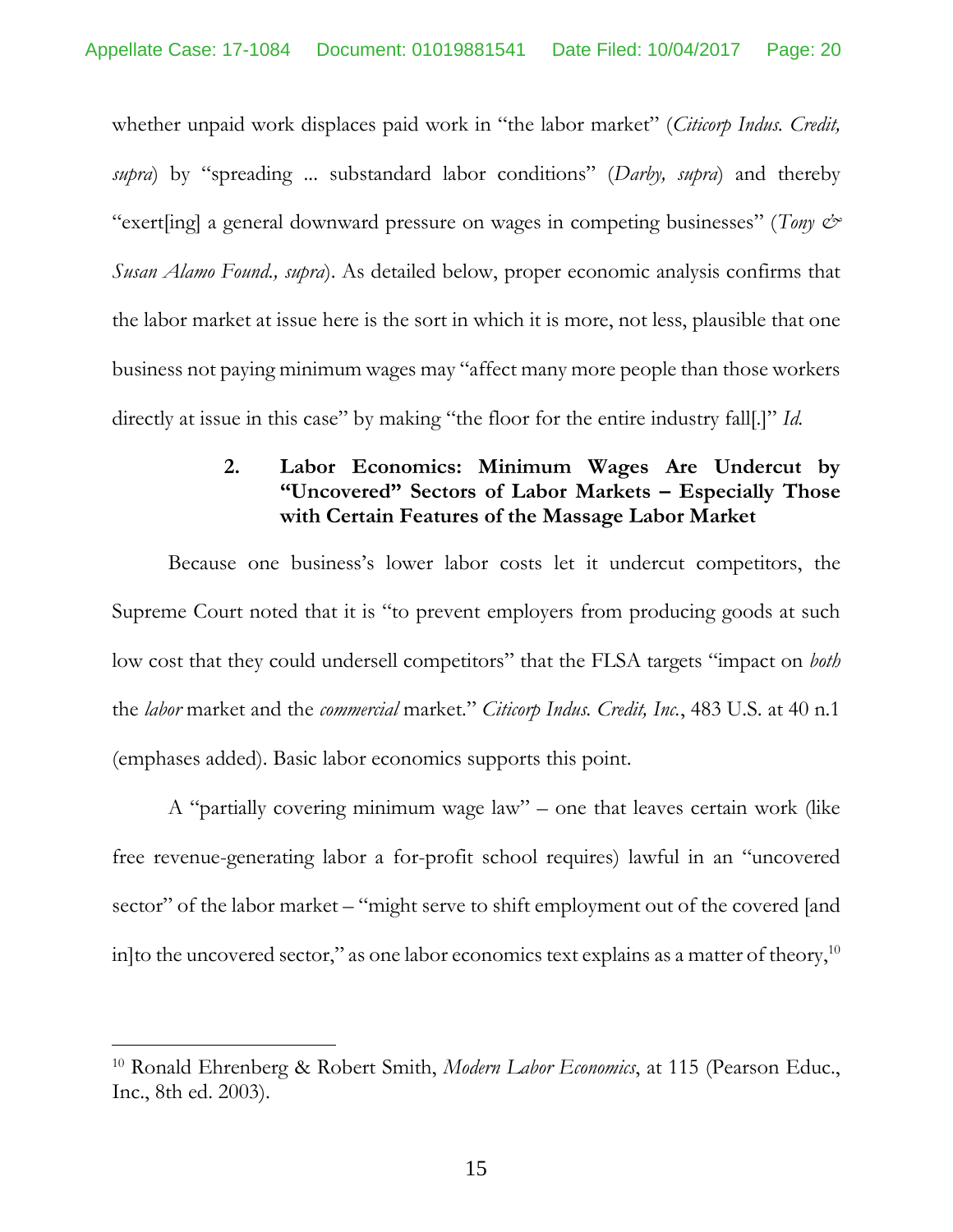whether unpaid work displaces paid work in "the labor market" (*Citicorp Indus. Credit, supra*) by "spreading ... substandard labor conditions" (*Darby, supra*) and thereby "exert[ing] a general downward pressure on wages in competing businesses" (*Tony & Susan Alamo Found., supra*). As detailed below, proper economic analysis confirms that the labor market at issue here is the sort in which it is more, not less, plausible that one business not paying minimum wages may "affect many more people than those workers directly at issue in this case" by making "the floor for the entire industry fall[.]" *Id.*

#### 2. Labor Economics: Minimum Wages Are Undercut by "Uncovered" Sectors of Labor Markets – Especially Those with Certain Features of the Massage Labor Market

Because one business's lower labor costs let it undercut competitors, the Supreme Court noted that it is "to prevent employers from producing goods at such low cost that they could undersell competitors" that the FLSA targets "impact on *both* the *labor* market and the *commercial* market." *Citicorp Indus. Credit, Inc.*, 483 U.S. at 40 n.1 (emphases added). Basic labor economics supports this point.

A "partially covering minimum wage law" – one that leaves certain work (like free revenue-generating labor a for-profit school requires) lawful in an "uncovered sector" of the labor market – "might serve to shift employment out of the covered [and in]to the uncovered sector," as one labor economics text explains as a matter of theory,[10]

[10] Ronald Ehrenberg & Robert Smith, *Modern Labor Economics*, at 115 (Pearson Educ., Inc., 8th ed. 2003).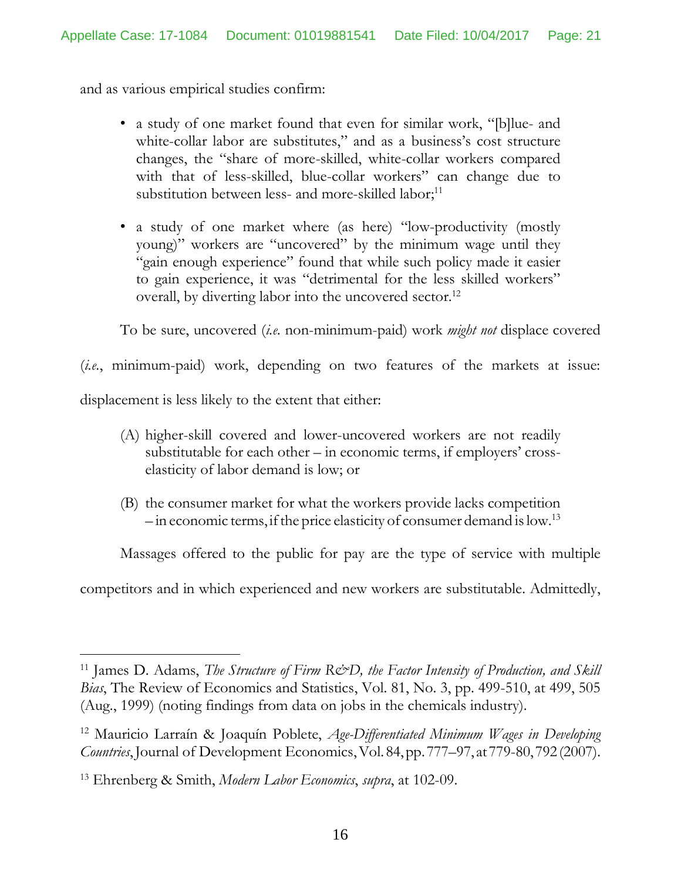and as various empirical studies confirm:

- a study of one market found that even for similar work, "[b]lue- and white-collar labor are substitutes," and as a business's cost structure changes, the "share of more-skilled, white-collar workers compared with that of less-skilled, blue-collar workers" can change due to substitution between less- and more-skilled labor;[11]

- a study of one market where (as here) "low-productivity (mostly young)" workers are "uncovered" by the minimum wage until they "gain enough experience" found that while such policy made it easier to gain experience, it was "detrimental for the less skilled workers" overall, by diverting labor into the uncovered sector.[12]

To be sure, uncovered (*i.e.* non-minimum-paid) work *might not* displace covered (*i.e.*, minimum-paid) work, depending on two features of the markets at issue: displacement is less likely to the extent that either:

(A) higher-skill covered and lower-uncovered workers are not readily substitutable for each other – in economic terms, if employers' cross-elasticity of labor demand is low; or

(B) the consumer market for what the workers provide lacks competition – in economic terms, if the price elasticity of consumer demand is low.[13]

Massages offered to the public for pay are the type of service with multiple competitors and in which experienced and new workers are substitutable. Admittedly,

---

[11] James D. Adams, *The Structure of Firm R&D, the Factor Intensity of Production, and Skill Bias*, The Review of Economics and Statistics, Vol. 81, No. 3, pp. 499-510, at 499, 505 (Aug., 1999) (noting findings from data on jobs in the chemicals industry).

[12] Mauricio Larraín & Joaquín Poblete, *Age-Differentiated Minimum Wages in Developing Countries*, Journal of Development Economics, Vol. 84, pp. 777–97, at 779-80, 792 (2007).

[13] Ehrenberg & Smith, *Modern Labor Economics*, *supra*, at 102-09.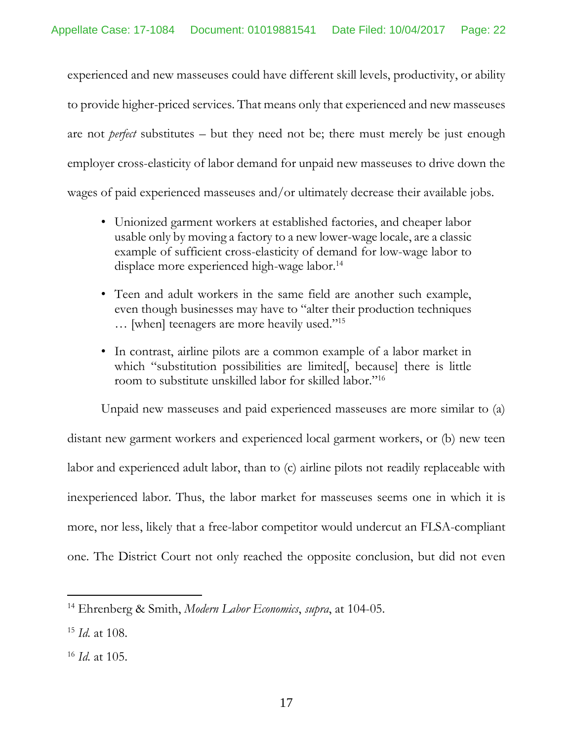experienced and new masseuses could have different skill levels, productivity, or ability to provide higher-priced services. That means only that experienced and new masseuses are not *perfect* substitutes – but they need not be; there must merely be just enough employer cross-elasticity of labor demand for unpaid new masseuses to drive down the wages of paid experienced masseuses and/or ultimately decrease their available jobs.

- Unionized garment workers at established factories, and cheaper labor usable only by moving a factory to a new lower-wage locale, are a classic example of sufficient cross-elasticity of demand for low-wage labor to displace more experienced high-wage labor.[14]

- Teen and adult workers in the same field are another such example, even though businesses may have to "alter their production techniques … [when] teenagers are more heavily used."[15]

- In contrast, airline pilots are a common example of a labor market in which "substitution possibilities are limited[, because] there is little room to substitute unskilled labor for skilled labor."[16]

Unpaid new masseuses and paid experienced masseuses are more similar to (a) distant new garment workers and experienced local garment workers, or (b) new teen labor and experienced adult labor, than to (c) airline pilots not readily replaceable with inexperienced labor. Thus, the labor market for masseuses seems one in which it is more, nor less, likely that a free-labor competitor would undercut an FLSA-compliant one. The District Court not only reached the opposite conclusion, but did not even

---

[14] Ehrenberg & Smith, *Modern Labor Economics*, *supra*, at 104-05.

[15] *Id.* at 108.

[16] *Id.* at 105.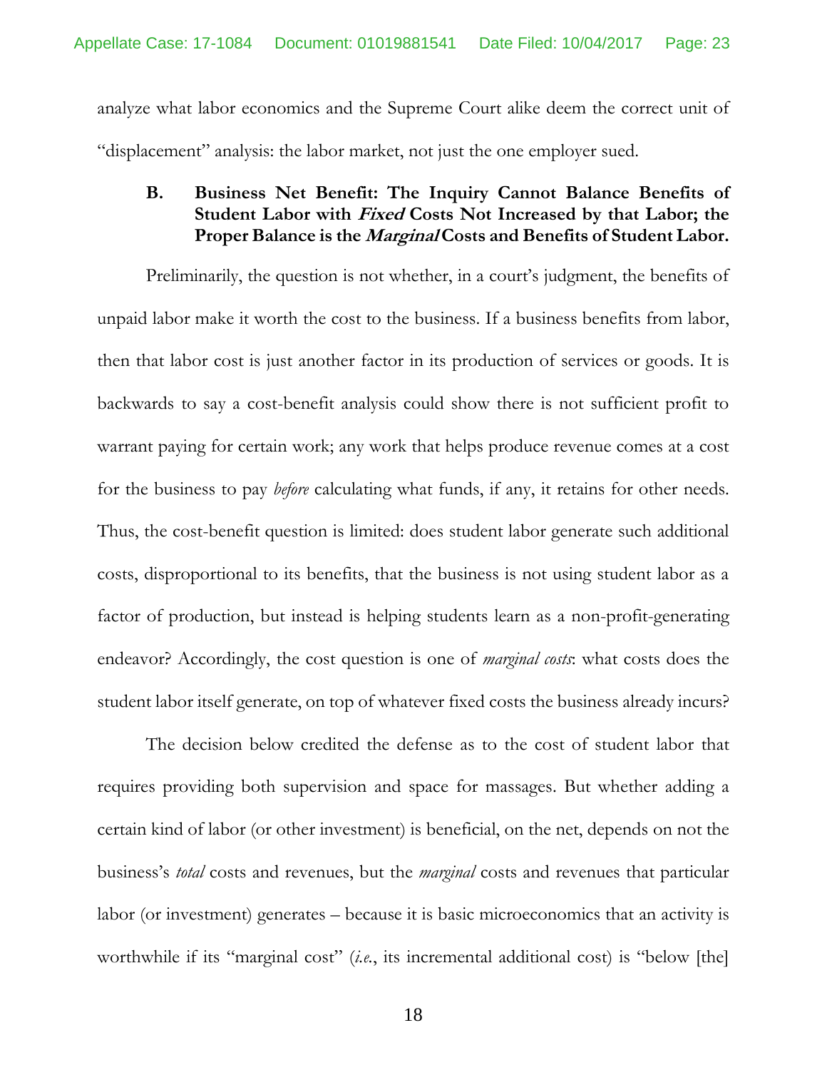analyze what labor economics and the Supreme Court alike deem the correct unit of "displacement" analysis: the labor market, not just the one employer sued.

### B. Business Net Benefit: The Inquiry Cannot Balance Benefits of Student Labor with *Fixed* Costs Not Increased by that Labor; the Proper Balance is the *Marginal* Costs and Benefits of Student Labor.

Preliminarily, the question is not whether, in a court's judgment, the benefits of unpaid labor make it worth the cost to the business. If a business benefits from labor, then that labor cost is just another factor in its production of services or goods. It is backwards to say a cost-benefit analysis could show there is not sufficient profit to warrant paying for certain work; any work that helps produce revenue comes at a cost for the business to pay *before* calculating what funds, if any, it retains for other needs. Thus, the cost-benefit question is limited: does student labor generate such additional costs, disproportional to its benefits, that the business is not using student labor as a factor of production, but instead is helping students learn as a non-profit-generating endeavor? Accordingly, the cost question is one of *marginal costs*: what costs does the student labor itself generate, on top of whatever fixed costs the business already incurs?

The decision below credited the defense as to the cost of student labor that requires providing both supervision and space for massages. But whether adding a certain kind of labor (or other investment) is beneficial, on the net, depends on not the business's *total* costs and revenues, but the *marginal* costs and revenues that particular labor (or investment) generates – because it is basic microeconomics that an activity is worthwhile if its "marginal cost" (*i.e.*, its incremental additional cost) is "below [the]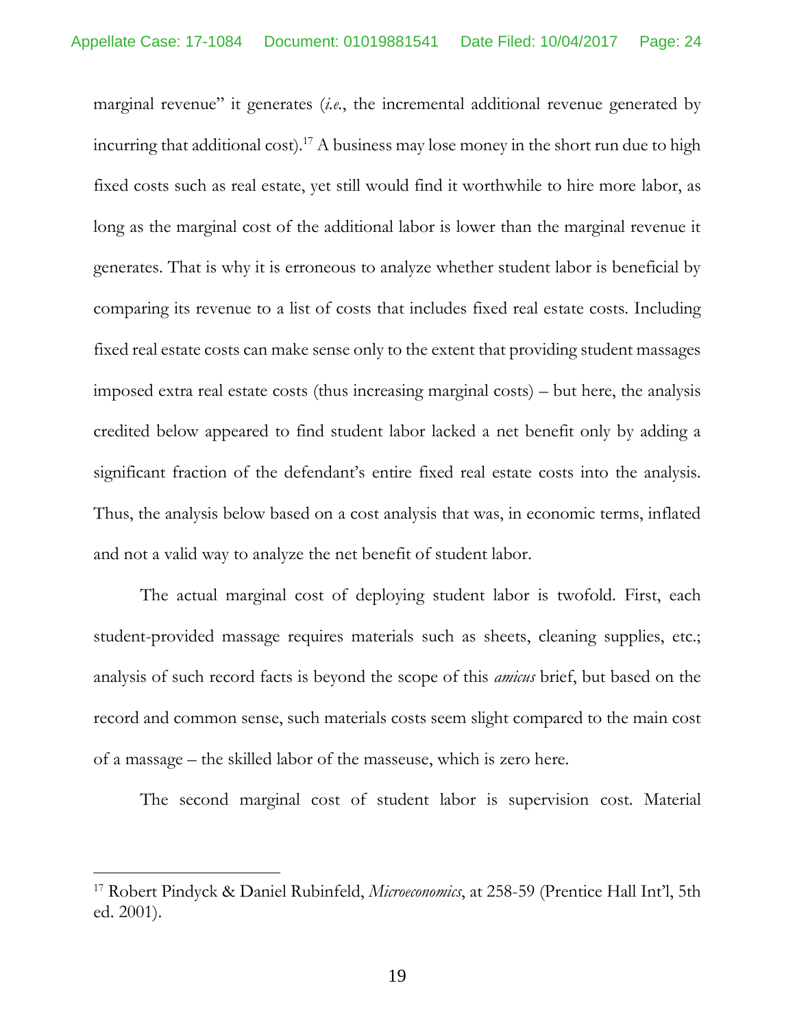marginal revenue" it generates (*i.e.*, the incremental additional revenue generated by incurring that additional cost).[17] A business may lose money in the short run due to high fixed costs such as real estate, yet still would find it worthwhile to hire more labor, as long as the marginal cost of the additional labor is lower than the marginal revenue it generates. That is why it is erroneous to analyze whether student labor is beneficial by comparing its revenue to a list of costs that includes fixed real estate costs. Including fixed real estate costs can make sense only to the extent that providing student massages imposed extra real estate costs (thus increasing marginal costs) – but here, the analysis credited below appeared to find student labor lacked a net benefit only by adding a significant fraction of the defendant's entire fixed real estate costs into the analysis. Thus, the analysis below based on a cost analysis that was, in economic terms, inflated and not a valid way to analyze the net benefit of student labor.

The actual marginal cost of deploying student labor is twofold. First, each student-provided massage requires materials such as sheets, cleaning supplies, etc.; analysis of such record facts is beyond the scope of this *amicus* brief, but based on the record and common sense, such materials costs seem slight compared to the main cost of a massage – the skilled labor of the masseuse, which is zero here.

The second marginal cost of student labor is supervision cost. Material

[17] Robert Pindyck & Daniel Rubinfeld, *Microeconomics*, at 258-59 (Prentice Hall Int'l, 5th ed. 2001).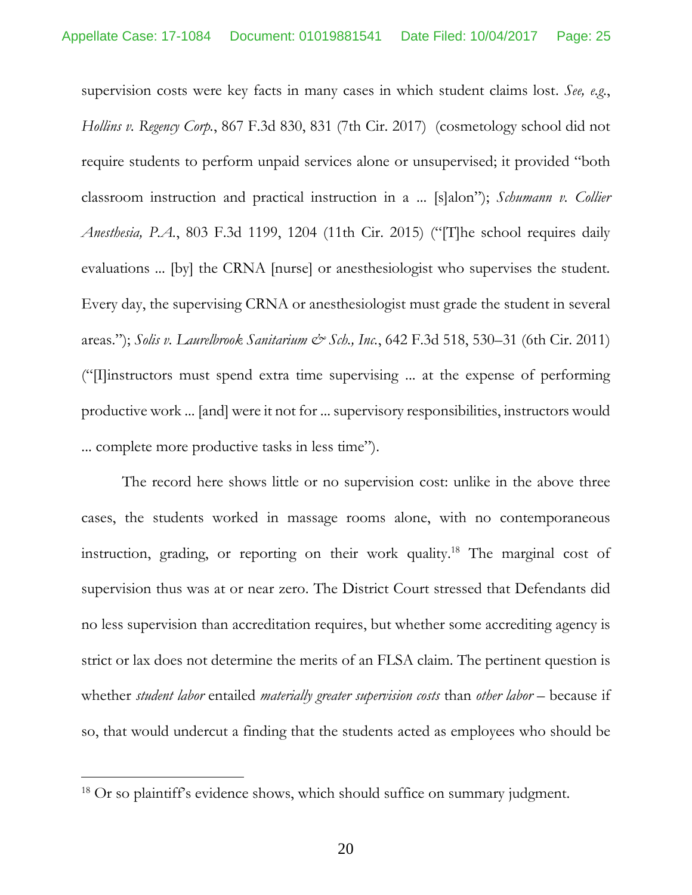supervision costs were key facts in many cases in which student claims lost. *See, e.g.*, *Hollins v. Regency Corp.*, 867 F.3d 830, 831 (7th Cir. 2017) (cosmetology school did not require students to perform unpaid services alone or unsupervised; it provided "both classroom instruction and practical instruction in a ... [s]alon"); *Schumann v. Collier Anesthesia, P.A.*, 803 F.3d 1199, 1204 (11th Cir. 2015) ("[T]he school requires daily evaluations ... [by] the CRNA [nurse] or anesthesiologist who supervises the student. Every day, the supervising CRNA or anesthesiologist must grade the student in several areas."); *Solis v. Laurelbrook Sanitarium & Sch., Inc.*, 642 F.3d 518, 530–31 (6th Cir. 2011) ("[I]instructors must spend extra time supervising ... at the expense of performing productive work ... [and] were it not for ... supervisory responsibilities, instructors would ... complete more productive tasks in less time").

The record here shows little or no supervision cost: unlike in the above three cases, the students worked in massage rooms alone, with no contemporaneous instruction, grading, or reporting on their work quality.[18] The marginal cost of supervision thus was at or near zero. The District Court stressed that Defendants did no less supervision than accreditation requires, but whether some accrediting agency is strict or lax does not determine the merits of an FLSA claim. The pertinent question is whether *student labor* entailed *materially greater supervision costs* than *other labor* – because if so, that would undercut a finding that the students acted as employees who should be

---

[18] Or so plaintiff's evidence shows, which should suffice on summary judgment.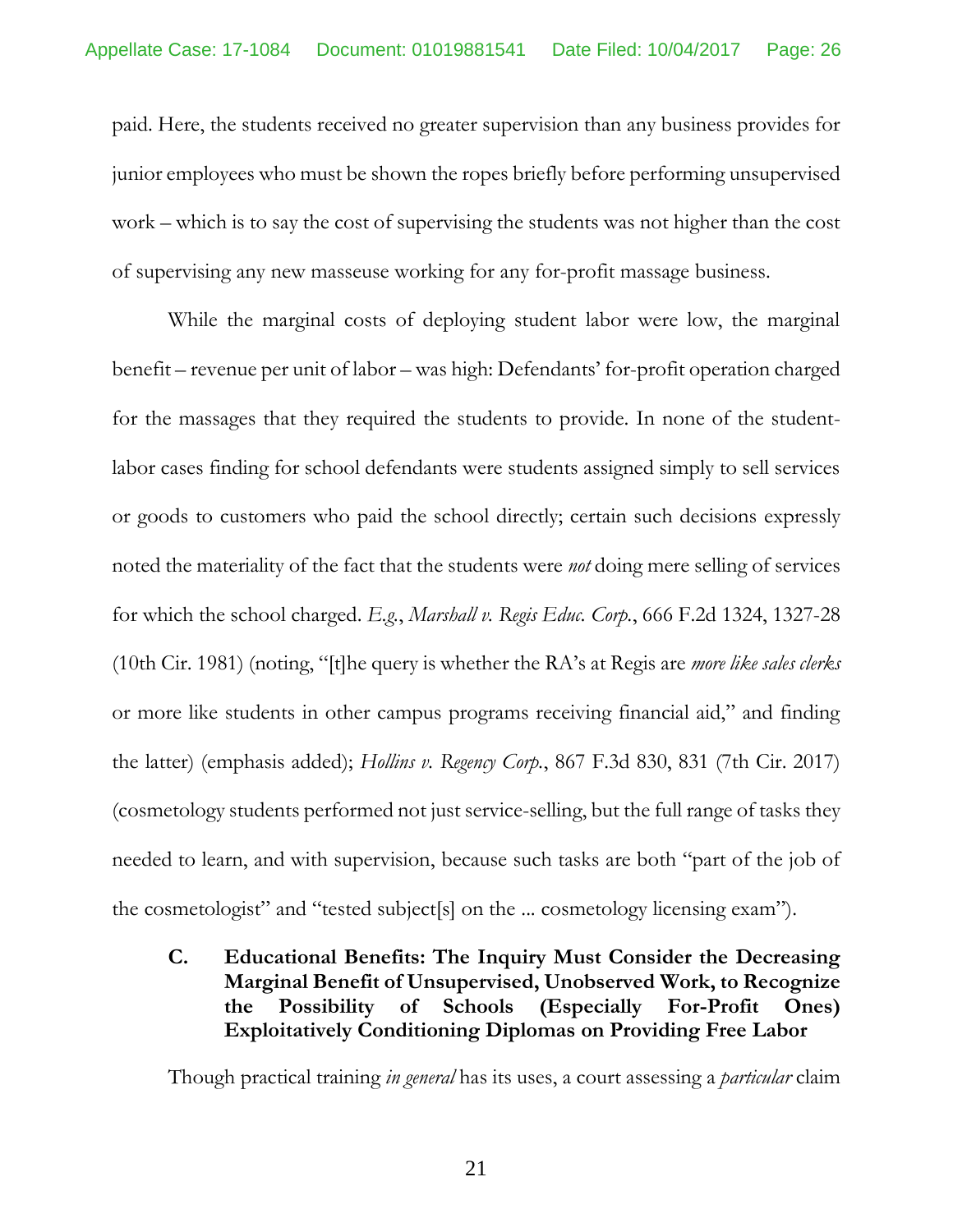paid. Here, the students received no greater supervision than any business provides for junior employees who must be shown the ropes briefly before performing unsupervised work – which is to say the cost of supervising the students was not higher than the cost of supervising any new masseuse working for any for-profit massage business.

While the marginal costs of deploying student labor were low, the marginal benefit – revenue per unit of labor – was high: Defendants' for-profit operation charged for the massages that they required the students to provide. In none of the student-labor cases finding for school defendants were students assigned simply to sell services or goods to customers who paid the school directly; certain such decisions expressly noted the materiality of the fact that the students were *not* doing mere selling of services for which the school charged. *E.g.*, *Marshall v. Regis Educ. Corp.*, 666 F.2d 1324, 1327-28 (10th Cir. 1981) (noting, "[t]he query is whether the RA's at Regis are *more like sales clerks* or more like students in other campus programs receiving financial aid," and finding the latter) (emphasis added); *Hollins v. Regency Corp.*, 867 F.3d 830, 831 (7th Cir. 2017) (cosmetology students performed not just service-selling, but the full range of tasks they needed to learn, and with supervision, because such tasks are both "part of the job of the cosmetologist" and "tested subject[s] on the ... cosmetology licensing exam").

### C. Educational Benefits: The Inquiry Must Consider the Decreasing Marginal Benefit of Unsupervised, Unobserved Work, to Recognize the Possibility of Schools (Especially For-Profit Ones) Exploitatively Conditioning Diplomas on Providing Free Labor

Though practical training *in general* has its uses, a court assessing a *particular* claim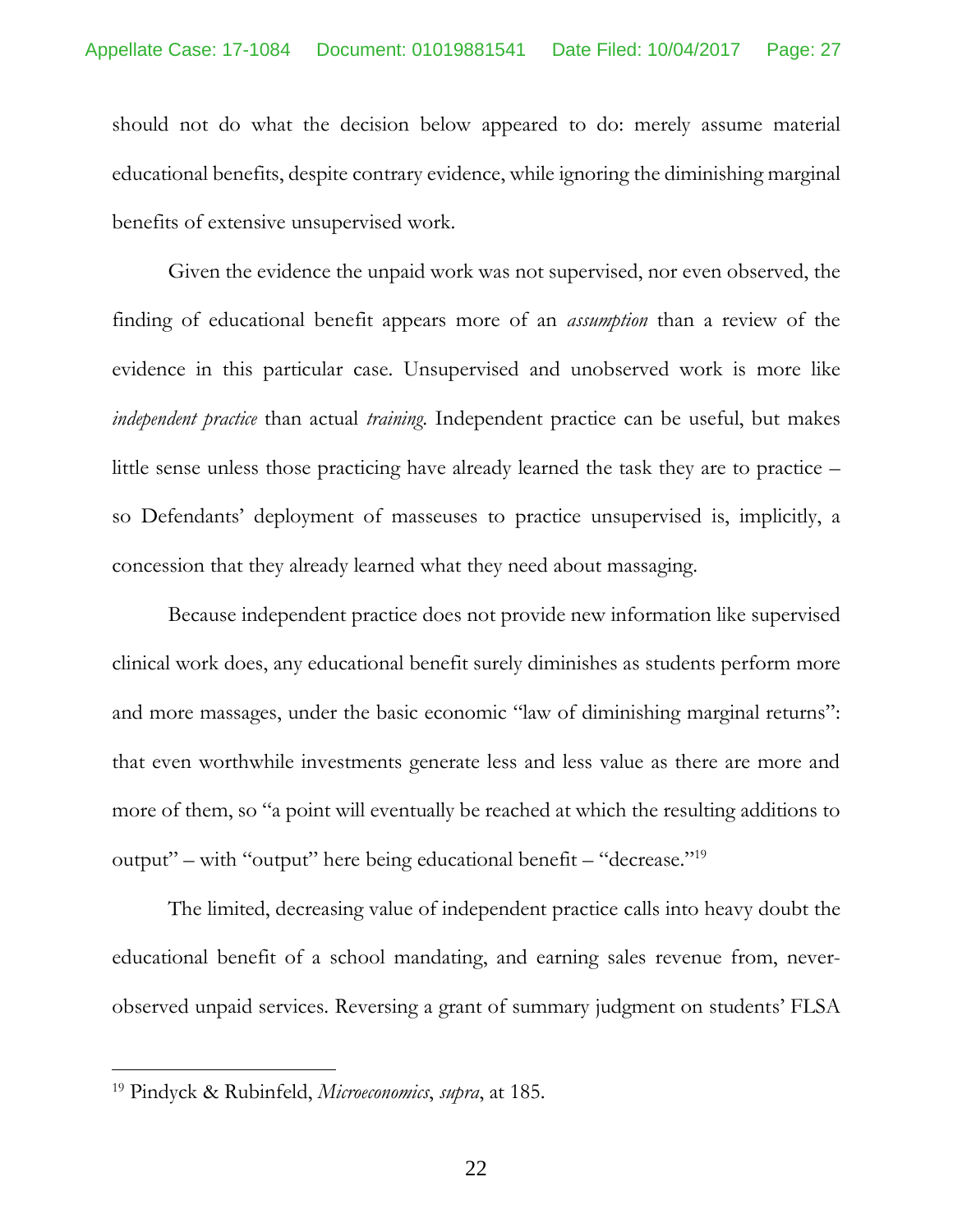should not do what the decision below appeared to do: merely assume material educational benefits, despite contrary evidence, while ignoring the diminishing marginal benefits of extensive unsupervised work.

Given the evidence the unpaid work was not supervised, nor even observed, the finding of educational benefit appears more of an *assumption* than a review of the evidence in this particular case. Unsupervised and unobserved work is more like *independent practice* than actual *training*. Independent practice can be useful, but makes little sense unless those practicing have already learned the task they are to practice – so Defendants' deployment of masseuses to practice unsupervised is, implicitly, a concession that they already learned what they need about massaging.

Because independent practice does not provide new information like supervised clinical work does, any educational benefit surely diminishes as students perform more and more massages, under the basic economic "law of diminishing marginal returns": that even worthwhile investments generate less and less value as there are more and more of them, so "a point will eventually be reached at which the resulting additions to output" – with "output" here being educational benefit – "decrease."[19]

The limited, decreasing value of independent practice calls into heavy doubt the educational benefit of a school mandating, and earning sales revenue from, never-observed unpaid services. Reversing a grant of summary judgment on students' FLSA

---

[19] Pindyck & Rubinfeld, *Microeconomics*, *supra*, at 185.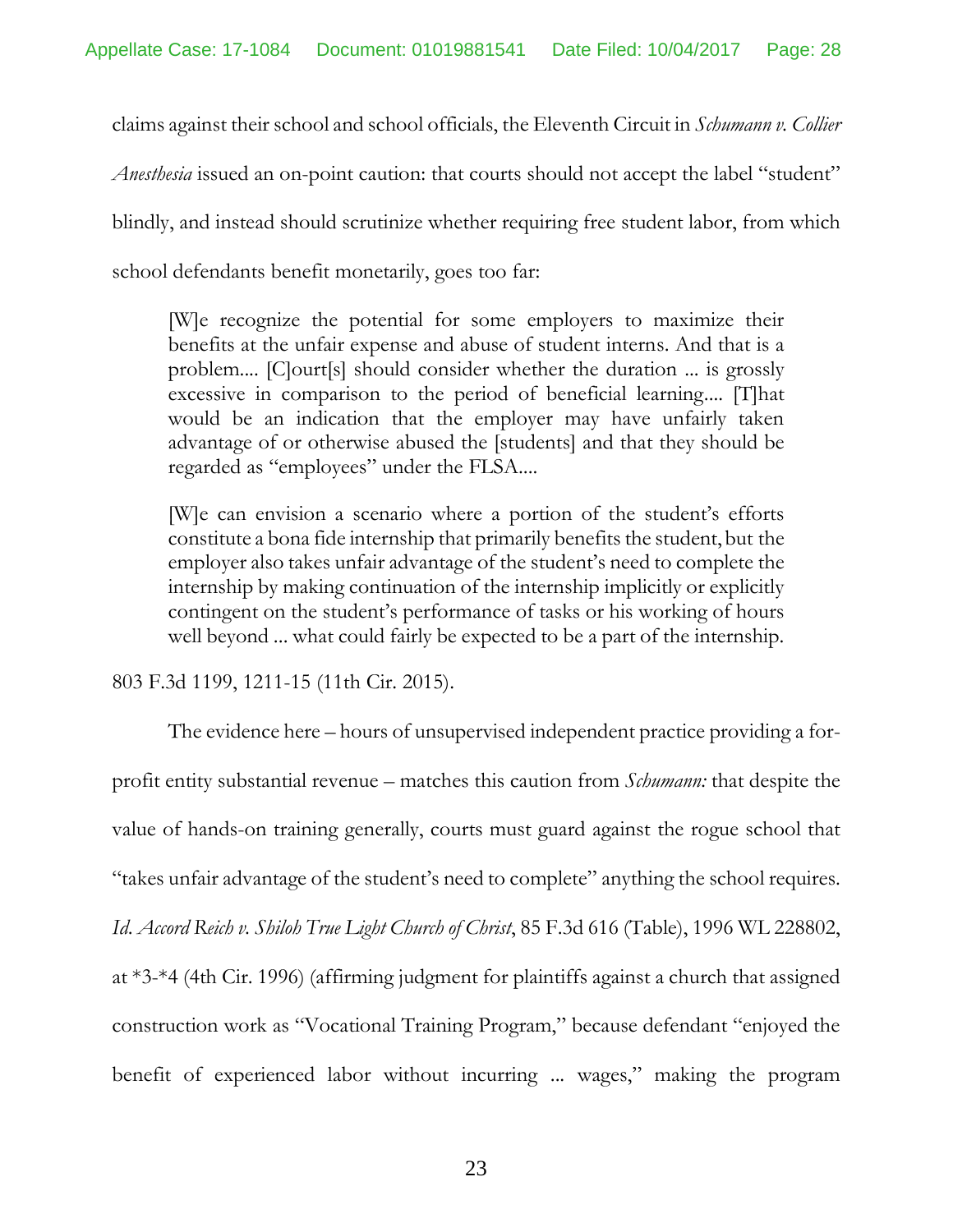claims against their school and school officials, the Eleventh Circuit in *Schumann v. Collier Anesthesia* issued an on-point caution: that courts should not accept the label "student" blindly, and instead should scrutinize whether requiring free student labor, from which school defendants benefit monetarily, goes too far:

> [W]e recognize the potential for some employers to maximize their benefits at the unfair expense and abuse of student interns. And that is a problem.... [C]ourt[s] should consider whether the duration ... is grossly excessive in comparison to the period of beneficial learning.... [T]hat would be an indication that the employer may have unfairly taken advantage of or otherwise abused the [students] and that they should be regarded as "employees" under the FLSA....
>
> [W]e can envision a scenario where a portion of the student's efforts constitute a bona fide internship that primarily benefits the student, but the employer also takes unfair advantage of the student's need to complete the internship by making continuation of the internship implicitly or explicitly contingent on the student's performance of tasks or his working of hours well beyond ... what could fairly be expected to be a part of the internship.

803 F.3d 1199, 1211-15 (11th Cir. 2015).

The evidence here – hours of unsupervised independent practice providing a for-profit entity substantial revenue – matches this caution from *Schumann:* that despite the value of hands-on training generally, courts must guard against the rogue school that "takes unfair advantage of the student's need to complete" anything the school requires. *Id. Accord Reich v. Shiloh True Light Church of Christ*, 85 F.3d 616 (Table), 1996 WL 228802, at *3-*4 (4th Cir. 1996) (affirming judgment for plaintiffs against a church that assigned construction work as "Vocational Training Program," because defendant "enjoyed the benefit of experienced labor without incurring ... wages," making the program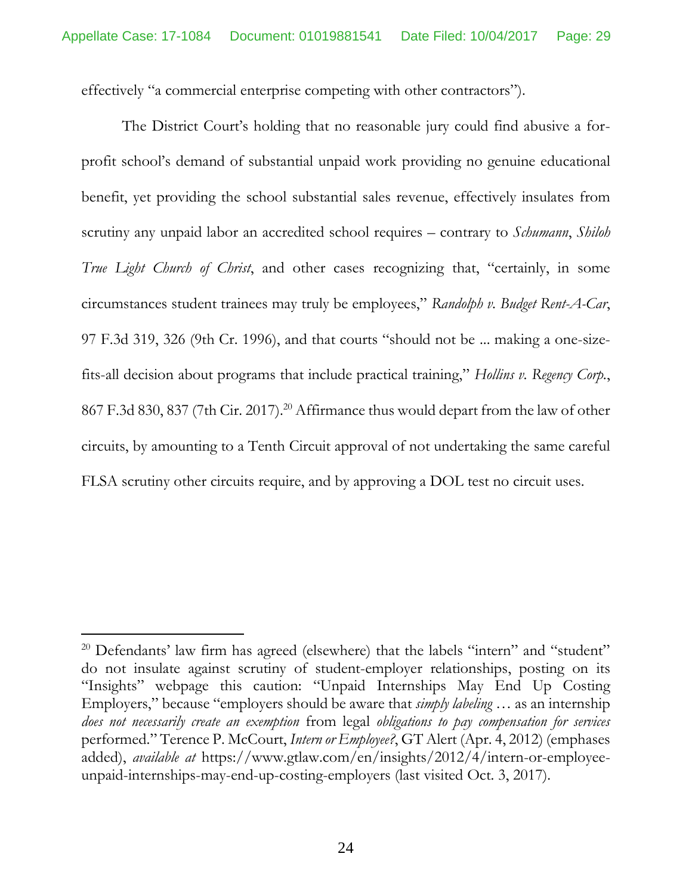effectively "a commercial enterprise competing with other contractors").

The District Court's holding that no reasonable jury could find abusive a for-profit school's demand of substantial unpaid work providing no genuine educational benefit, yet providing the school substantial sales revenue, effectively insulates from scrutiny any unpaid labor an accredited school requires – contrary to *Schumann*, *Shiloh True Light Church of Christ*, and other cases recognizing that, "certainly, in some circumstances student trainees may truly be employees," *Randolph v. Budget Rent-A-Car*, 97 F.3d 319, 326 (9th Cr. 1996), and that courts "should not be ... making a one-size-fits-all decision about programs that include practical training," *Hollins v. Regency Corp.*, 867 F.3d 830, 837 (7th Cir. 2017).[20] Affirmance thus would depart from the law of other circuits, by amounting to a Tenth Circuit approval of not undertaking the same careful FLSA scrutiny other circuits require, and by approving a DOL test no circuit uses.

---

[20] Defendants' law firm has agreed (elsewhere) that the labels "intern" and "student" do not insulate against scrutiny of student-employer relationships, posting on its "Insights" webpage this caution: "Unpaid Internships May End Up Costing Employers," because "employers should be aware that *simply labeling* … as an internship *does not necessarily create an exemption* from legal *obligations to pay compensation for services* performed." Terence P. McCourt, *Intern or Employee?*, GT Alert (Apr. 4, 2012) (emphases added), *available at* https://www.gtlaw.com/en/insights/2012/4/intern-or-employee-unpaid-internships-may-end-up-costing-employers (last visited Oct. 3, 2017).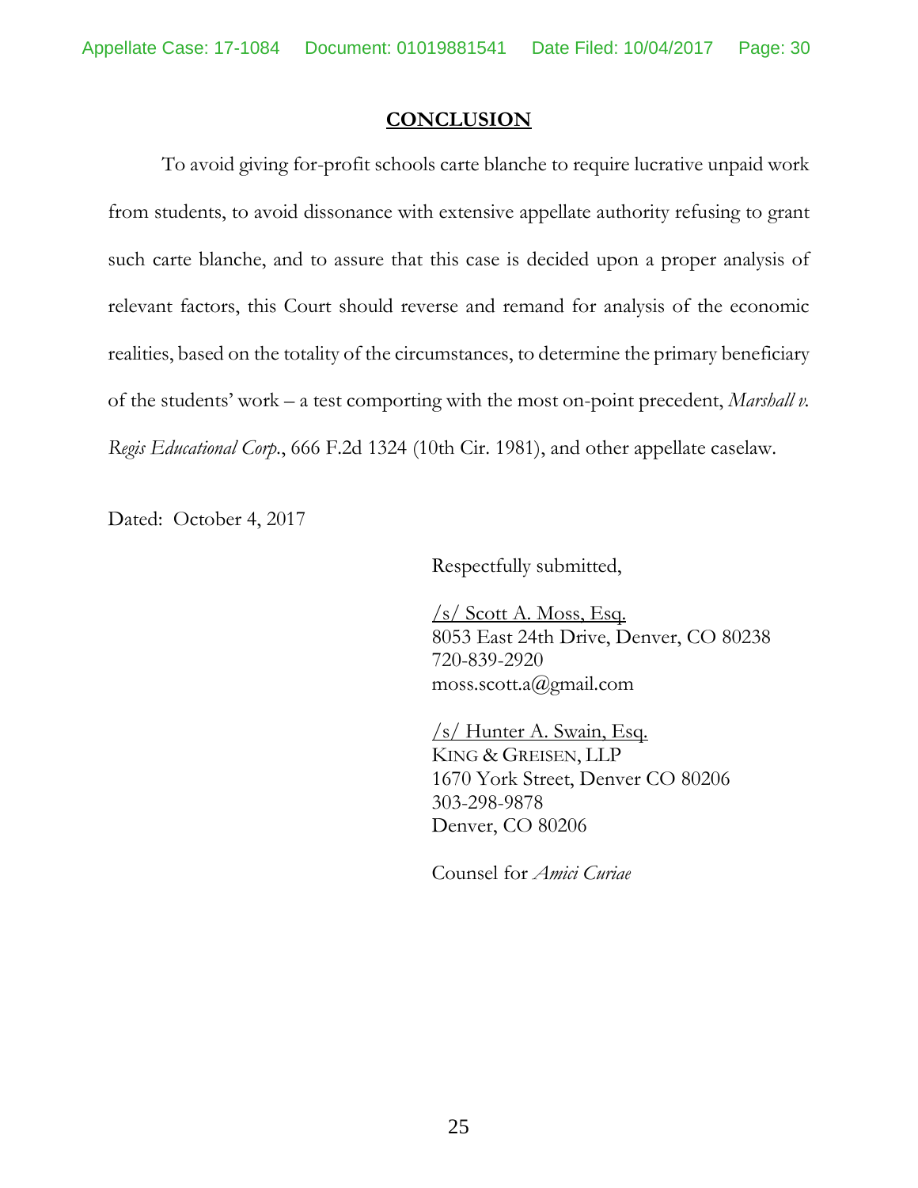## CONCLUSION

To avoid giving for-profit schools carte blanche to require lucrative unpaid work from students, to avoid dissonance with extensive appellate authority refusing to grant such carte blanche, and to assure that this case is decided upon a proper analysis of relevant factors, this Court should reverse and remand for analysis of the economic realities, based on the totality of the circumstances, to determine the primary beneficiary of the students' work – a test comporting with the most on-point precedent, *Marshall v. Regis Educational Corp.*, 666 F.2d 1324 (10th Cir. 1981), and other appellate caselaw.

Dated: October 4, 2017

Respectfully submitted,

/s/ Scott A. Moss, Esq.
8053 East 24th Drive, Denver, CO 80238
720-839-2920
moss.scott.a@gmail.com

/s/ Hunter A. Swain, Esq.
KING & GREISEN, LLP
1670 York Street, Denver CO 80206
303-298-9878
Denver, CO 80206

Counsel for *Amici Curiae*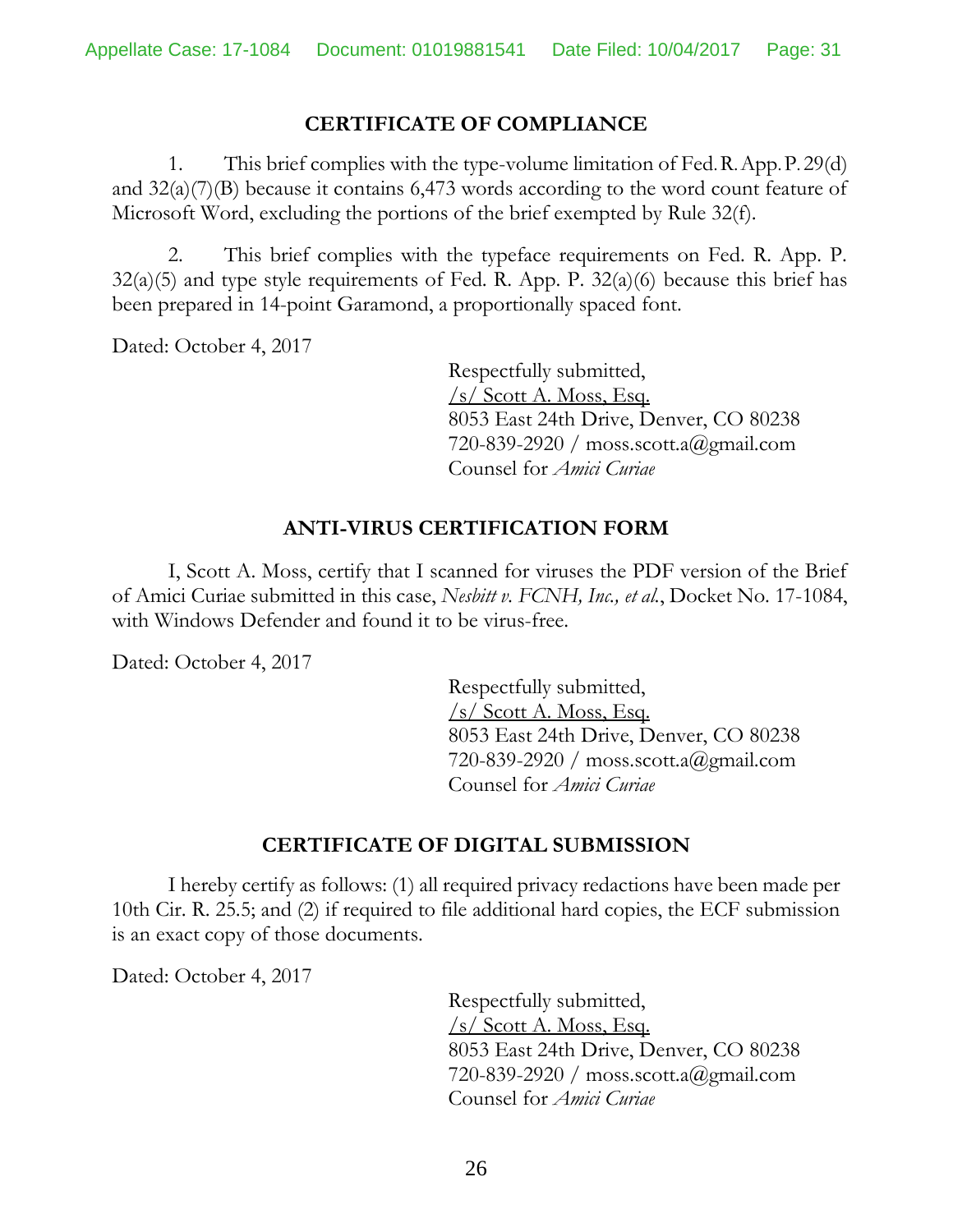## CERTIFICATE OF COMPLIANCE

1. This brief complies with the type-volume limitation of Fed. R. App. P. 29(d) and 32(a)(7)(B) because it contains 6,473 words according to the word count feature of Microsoft Word, excluding the portions of the brief exempted by Rule 32(f).

2. This brief complies with the typeface requirements on Fed. R. App. P. 32(a)(5) and type style requirements of Fed. R. App. P. 32(a)(6) because this brief has been prepared in 14-point Garamond, a proportionally spaced font.

Dated: October 4, 2017

Respectfully submitted,
/s/ Scott A. Moss, Esq.
8053 East 24th Drive, Denver, CO 80238
720-839-2920 / moss.scott.a@gmail.com
Counsel for *Amici Curiae*

## ANTI-VIRUS CERTIFICATION FORM

I, Scott A. Moss, certify that I scanned for viruses the PDF version of the Brief of Amici Curiae submitted in this case, *Nesbitt v. FCNH, Inc., et al.*, Docket No. 17-1084, with Windows Defender and found it to be virus-free.

Dated: October 4, 2017

Respectfully submitted,
/s/ Scott A. Moss, Esq.
8053 East 24th Drive, Denver, CO 80238
720-839-2920 / moss.scott.a@gmail.com
Counsel for *Amici Curiae*

## CERTIFICATE OF DIGITAL SUBMISSION

I hereby certify as follows: (1) all required privacy redactions have been made per 10th Cir. R. 25.5; and (2) if required to file additional hard copies, the ECF submission is an exact copy of those documents.

Dated: October 4, 2017

Respectfully submitted,
/s/ Scott A. Moss, Esq.
8053 East 24th Drive, Denver, CO 80238
720-839-2920 / moss.scott.a@gmail.com
Counsel for *Amici Curiae*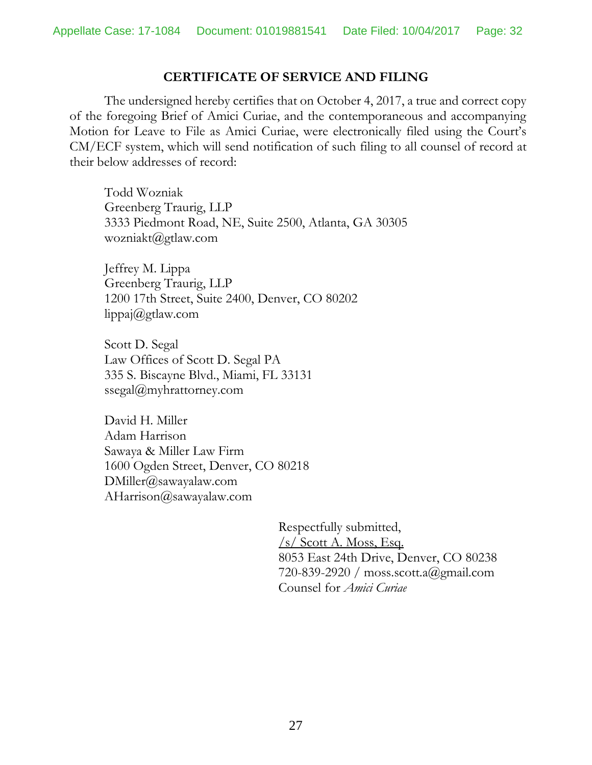## CERTIFICATE OF SERVICE AND FILING

The undersigned hereby certifies that on October 4, 2017, a true and correct copy of the foregoing Brief of Amici Curiae, and the contemporaneous and accompanying Motion for Leave to File as Amici Curiae, were electronically filed using the Court's CM/ECF system, which will send notification of such filing to all counsel of record at their below addresses of record:

Todd Wozniak
Greenberg Traurig, LLP
3333 Piedmont Road, NE, Suite 2500, Atlanta, GA 30305
wozniakt@gtlaw.com

Jeffrey M. Lippa
Greenberg Traurig, LLP
1200 17th Street, Suite 2400, Denver, CO 80202
lippaj@gtlaw.com

Scott D. Segal
Law Offices of Scott D. Segal PA
335 S. Biscayne Blvd., Miami, FL 33131
ssegal@myhrattorney.com

David H. Miller
Adam Harrison
Sawaya & Miller Law Firm
1600 Ogden Street, Denver, CO 80218
DMiller@sawayalaw.com
AHarrison@sawayalaw.com

Respectfully submitted,
/s/ Scott A. Moss, Esq.
8053 East 24th Drive, Denver, CO 80238
720-839-2920 / moss.scott.a@gmail.com
Counsel for *Amici Curiae*